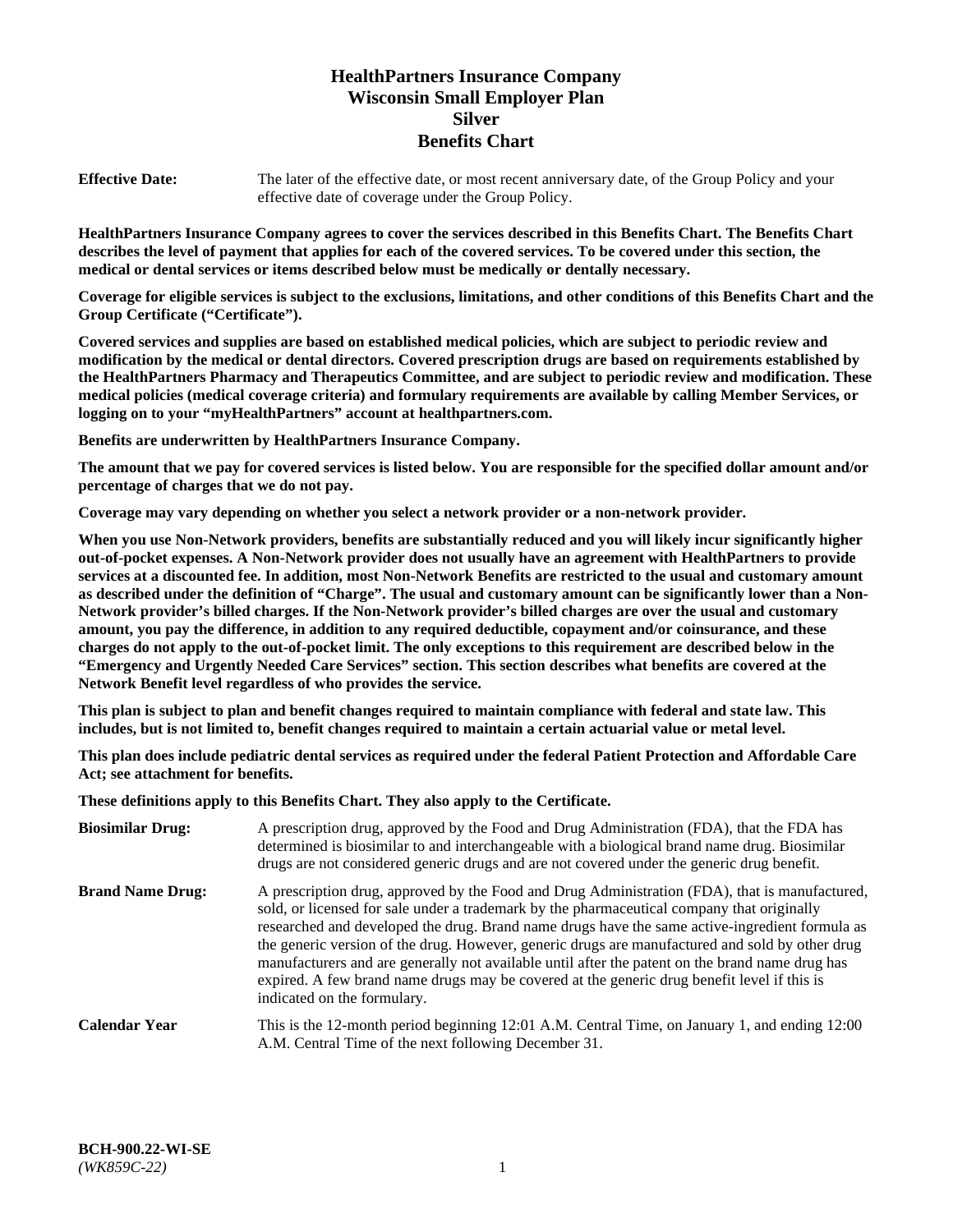# HealthPartners Insurance Company
# Wisconsin Small Employer Plan
# Silver
# Benefits Chart

**Effective Date:** The later of the effective date, or most recent anniversary date, of the Group Policy and your effective date of coverage under the Group Policy.

**HealthPartners Insurance Company agrees to cover the services described in this Benefits Chart. The Benefits Chart describes the level of payment that applies for each of the covered services. To be covered under this section, the medical or dental services or items described below must be medically or dentally necessary.**

**Coverage for eligible services is subject to the exclusions, limitations, and other conditions of this Benefits Chart and the Group Certificate ("Certificate").**

**Covered services and supplies are based on established medical policies, which are subject to periodic review and modification by the medical or dental directors. Covered prescription drugs are based on requirements established by the HealthPartners Pharmacy and Therapeutics Committee, and are subject to periodic review and modification. These medical policies (medical coverage criteria) and formulary requirements are available by calling Member Services, or logging on to your "myHealthPartners" account at healthpartners.com.**

**Benefits are underwritten by HealthPartners Insurance Company.**

**The amount that we pay for covered services is listed below. You are responsible for the specified dollar amount and/or percentage of charges that we do not pay.**

**Coverage may vary depending on whether you select a network provider or a non-network provider.**

**When you use Non-Network providers, benefits are substantially reduced and you will likely incur significantly higher out-of-pocket expenses. A Non-Network provider does not usually have an agreement with HealthPartners to provide services at a discounted fee. In addition, most Non-Network Benefits are restricted to the usual and customary amount as described under the definition of "Charge". The usual and customary amount can be significantly lower than a Non-Network provider's billed charges. If the Non-Network provider's billed charges are over the usual and customary amount, you pay the difference, in addition to any required deductible, copayment and/or coinsurance, and these charges do not apply to the out-of-pocket limit. The only exceptions to this requirement are described below in the "Emergency and Urgently Needed Care Services" section. This section describes what benefits are covered at the Network Benefit level regardless of who provides the service.**

**This plan is subject to plan and benefit changes required to maintain compliance with federal and state law. This includes, but is not limited to, benefit changes required to maintain a certain actuarial value or metal level.**

**This plan does include pediatric dental services as required under the federal Patient Protection and Affordable Care Act; see attachment for benefits.**

**These definitions apply to this Benefits Chart. They also apply to the Certificate.**

**Biosimilar Drug:** A prescription drug, approved by the Food and Drug Administration (FDA), that the FDA has determined is biosimilar to and interchangeable with a biological brand name drug. Biosimilar drugs are not considered generic drugs and are not covered under the generic drug benefit.

**Brand Name Drug:** A prescription drug, approved by the Food and Drug Administration (FDA), that is manufactured, sold, or licensed for sale under a trademark by the pharmaceutical company that originally researched and developed the drug. Brand name drugs have the same active-ingredient formula as the generic version of the drug. However, generic drugs are manufactured and sold by other drug manufacturers and are generally not available until after the patent on the brand name drug has expired. A few brand name drugs may be covered at the generic drug benefit level if this is indicated on the formulary.

**Calendar Year** This is the 12-month period beginning 12:01 A.M. Central Time, on January 1, and ending 12:00 A.M. Central Time of the next following December 31.

**BCH-900.22-WI-SE**
*(WK859C-22)*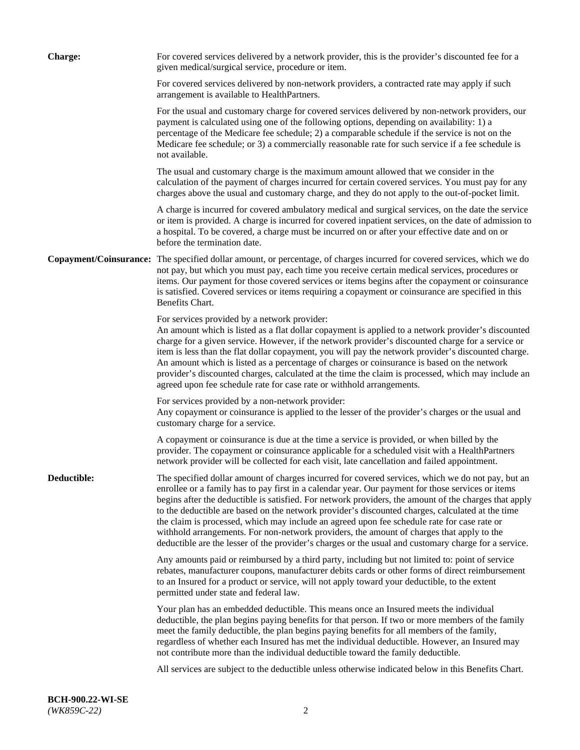**Charge:** For covered services delivered by a network provider, this is the provider's discounted fee for a given medical/surgical service, procedure or item.

For covered services delivered by non-network providers, a contracted rate may apply if such arrangement is available to HealthPartners.

For the usual and customary charge for covered services delivered by non-network providers, our payment is calculated using one of the following options, depending on availability: 1) a percentage of the Medicare fee schedule; 2) a comparable schedule if the service is not on the Medicare fee schedule; or 3) a commercially reasonable rate for such service if a fee schedule is not available.

The usual and customary charge is the maximum amount allowed that we consider in the calculation of the payment of charges incurred for certain covered services. You must pay for any charges above the usual and customary charge, and they do not apply to the out-of-pocket limit.

A charge is incurred for covered ambulatory medical and surgical services, on the date the service or item is provided. A charge is incurred for covered inpatient services, on the date of admission to a hospital. To be covered, a charge must be incurred on or after your effective date and on or before the termination date.

**Copayment/Coinsurance:** The specified dollar amount, or percentage, of charges incurred for covered services, which we do not pay, but which you must pay, each time you receive certain medical services, procedures or items. Our payment for those covered services or items begins after the copayment or coinsurance is satisfied. Covered services or items requiring a copayment or coinsurance are specified in this Benefits Chart.

For services provided by a network provider:
An amount which is listed as a flat dollar copayment is applied to a network provider's discounted charge for a given service. However, if the network provider's discounted charge for a service or item is less than the flat dollar copayment, you will pay the network provider's discounted charge. An amount which is listed as a percentage of charges or coinsurance is based on the network provider's discounted charges, calculated at the time the claim is processed, which may include an agreed upon fee schedule rate for case rate or withhold arrangements.

For services provided by a non-network provider:
Any copayment or coinsurance is applied to the lesser of the provider's charges or the usual and customary charge for a service.

A copayment or coinsurance is due at the time a service is provided, or when billed by the provider. The copayment or coinsurance applicable for a scheduled visit with a HealthPartners network provider will be collected for each visit, late cancellation and failed appointment.

**Deductible:** The specified dollar amount of charges incurred for covered services, which we do not pay, but an enrollee or a family has to pay first in a calendar year. Our payment for those services or items begins after the deductible is satisfied. For network providers, the amount of the charges that apply to the deductible are based on the network provider's discounted charges, calculated at the time the claim is processed, which may include an agreed upon fee schedule rate for case rate or withhold arrangements. For non-network providers, the amount of charges that apply to the deductible are the lesser of the provider's charges or the usual and customary charge for a service.

Any amounts paid or reimbursed by a third party, including but not limited to: point of service rebates, manufacturer coupons, manufacturer debits cards or other forms of direct reimbursement to an Insured for a product or service, will not apply toward your deductible, to the extent permitted under state and federal law.

Your plan has an embedded deductible. This means once an Insured meets the individual deductible, the plan begins paying benefits for that person. If two or more members of the family meet the family deductible, the plan begins paying benefits for all members of the family, regardless of whether each Insured has met the individual deductible. However, an Insured may not contribute more than the individual deductible toward the family deductible.

All services are subject to the deductible unless otherwise indicated below in this Benefits Chart.

**BCH-900.22-WI-SE**
*(WK859C-22)*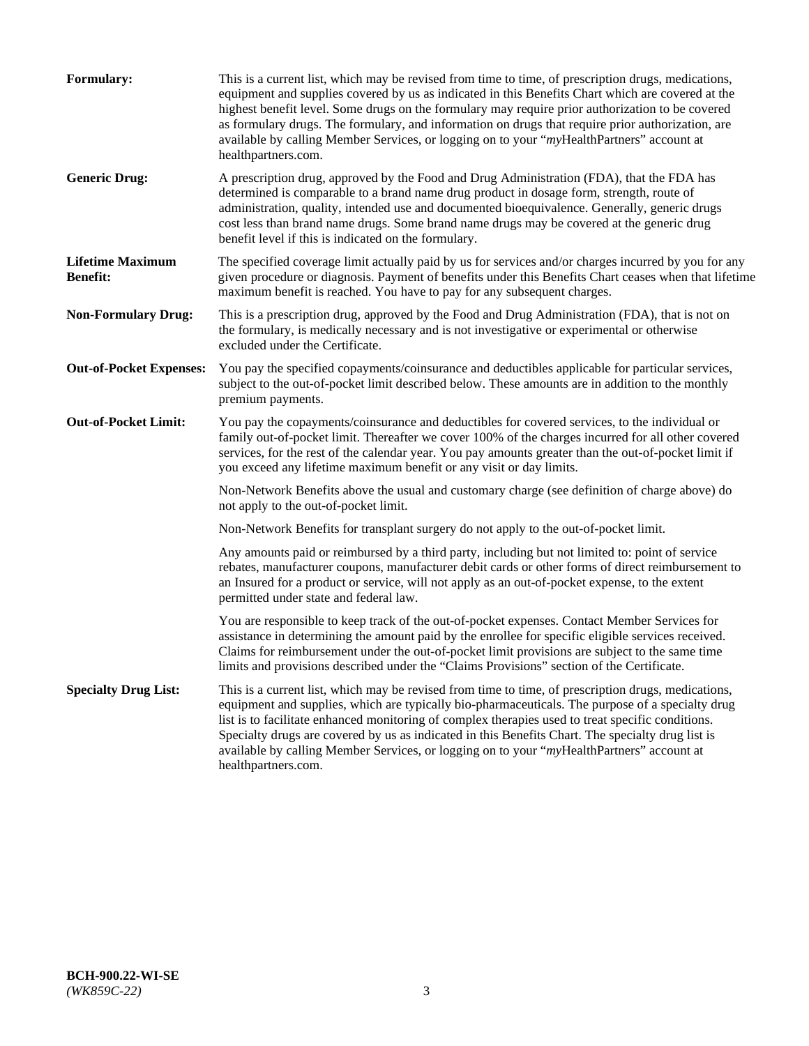**Formulary:** This is a current list, which may be revised from time to time, of prescription drugs, medications, equipment and supplies covered by us as indicated in this Benefits Chart which are covered at the highest benefit level. Some drugs on the formulary may require prior authorization to be covered as formulary drugs. The formulary, and information on drugs that require prior authorization, are available by calling Member Services, or logging on to your "*my*HealthPartners" account at healthpartners.com.

**Generic Drug:** A prescription drug, approved by the Food and Drug Administration (FDA), that the FDA has determined is comparable to a brand name drug product in dosage form, strength, route of administration, quality, intended use and documented bioequivalence. Generally, generic drugs cost less than brand name drugs. Some brand name drugs may be covered at the generic drug benefit level if this is indicated on the formulary.

**Lifetime Maximum Benefit:** The specified coverage limit actually paid by us for services and/or charges incurred by you for any given procedure or diagnosis. Payment of benefits under this Benefits Chart ceases when that lifetime maximum benefit is reached. You have to pay for any subsequent charges.

**Non-Formulary Drug:** This is a prescription drug, approved by the Food and Drug Administration (FDA), that is not on the formulary, is medically necessary and is not investigative or experimental or otherwise excluded under the Certificate.

**Out-of-Pocket Expenses:** You pay the specified copayments/coinsurance and deductibles applicable for particular services, subject to the out-of-pocket limit described below. These amounts are in addition to the monthly premium payments.

**Out-of-Pocket Limit:** You pay the copayments/coinsurance and deductibles for covered services, to the individual or family out-of-pocket limit. Thereafter we cover 100% of the charges incurred for all other covered services, for the rest of the calendar year. You pay amounts greater than the out-of-pocket limit if you exceed any lifetime maximum benefit or any visit or day limits.

Non-Network Benefits above the usual and customary charge (see definition of charge above) do not apply to the out-of-pocket limit.

Non-Network Benefits for transplant surgery do not apply to the out-of-pocket limit.

Any amounts paid or reimbursed by a third party, including but not limited to: point of service rebates, manufacturer coupons, manufacturer debit cards or other forms of direct reimbursement to an Insured for a product or service, will not apply as an out-of-pocket expense, to the extent permitted under state and federal law.

You are responsible to keep track of the out-of-pocket expenses. Contact Member Services for assistance in determining the amount paid by the enrollee for specific eligible services received. Claims for reimbursement under the out-of-pocket limit provisions are subject to the same time limits and provisions described under the "Claims Provisions" section of the Certificate.

**Specialty Drug List:** This is a current list, which may be revised from time to time, of prescription drugs, medications, equipment and supplies, which are typically bio-pharmaceuticals. The purpose of a specialty drug list is to facilitate enhanced monitoring of complex therapies used to treat specific conditions. Specialty drugs are covered by us as indicated in this Benefits Chart. The specialty drug list is available by calling Member Services, or logging on to your "*my*HealthPartners" account at healthpartners.com.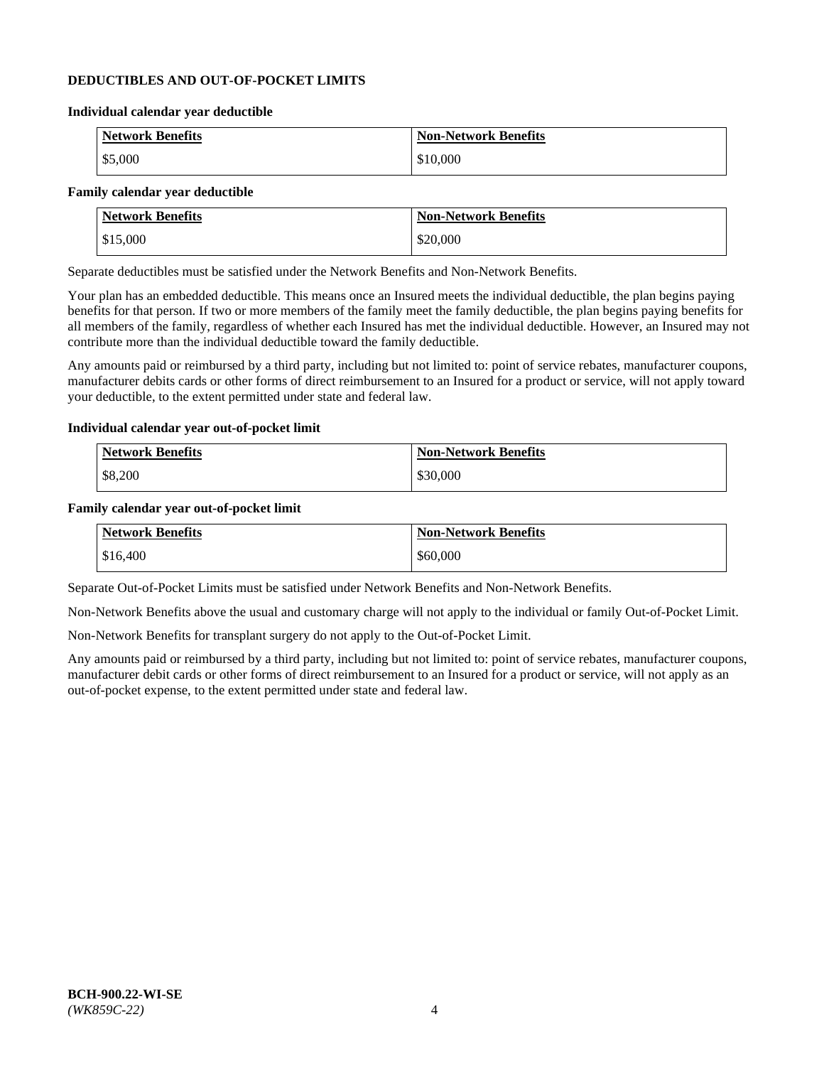## DEDUCTIBLES AND OUT-OF-POCKET LIMITS

### Individual calendar year deductible

| Network Benefits | Non-Network Benefits |
| --- | --- |
| $5,000 | $10,000 |

### Family calendar year deductible

| Network Benefits | Non-Network Benefits |
| --- | --- |
| $15,000 | $20,000 |

Separate deductibles must be satisfied under the Network Benefits and Non-Network Benefits.

Your plan has an embedded deductible. This means once an Insured meets the individual deductible, the plan begins paying benefits for that person. If two or more members of the family meet the family deductible, the plan begins paying benefits for all members of the family, regardless of whether each Insured has met the individual deductible. However, an Insured may not contribute more than the individual deductible toward the family deductible.

Any amounts paid or reimbursed by a third party, including but not limited to: point of service rebates, manufacturer coupons, manufacturer debits cards or other forms of direct reimbursement to an Insured for a product or service, will not apply toward your deductible, to the extent permitted under state and federal law.

### Individual calendar year out-of-pocket limit

| Network Benefits | Non-Network Benefits |
| --- | --- |
| $8,200 | $30,000 |

### Family calendar year out-of-pocket limit

| Network Benefits | Non-Network Benefits |
| --- | --- |
| $16,400 | $60,000 |

Separate Out-of-Pocket Limits must be satisfied under Network Benefits and Non-Network Benefits.

Non-Network Benefits above the usual and customary charge will not apply to the individual or family Out-of-Pocket Limit.

Non-Network Benefits for transplant surgery do not apply to the Out-of-Pocket Limit.

Any amounts paid or reimbursed by a third party, including but not limited to: point of service rebates, manufacturer coupons, manufacturer debit cards or other forms of direct reimbursement to an Insured for a product or service, will not apply as an out-of-pocket expense, to the extent permitted under state and federal law.

**BCH-900.22-WI-SE**
*(WK859C-22)*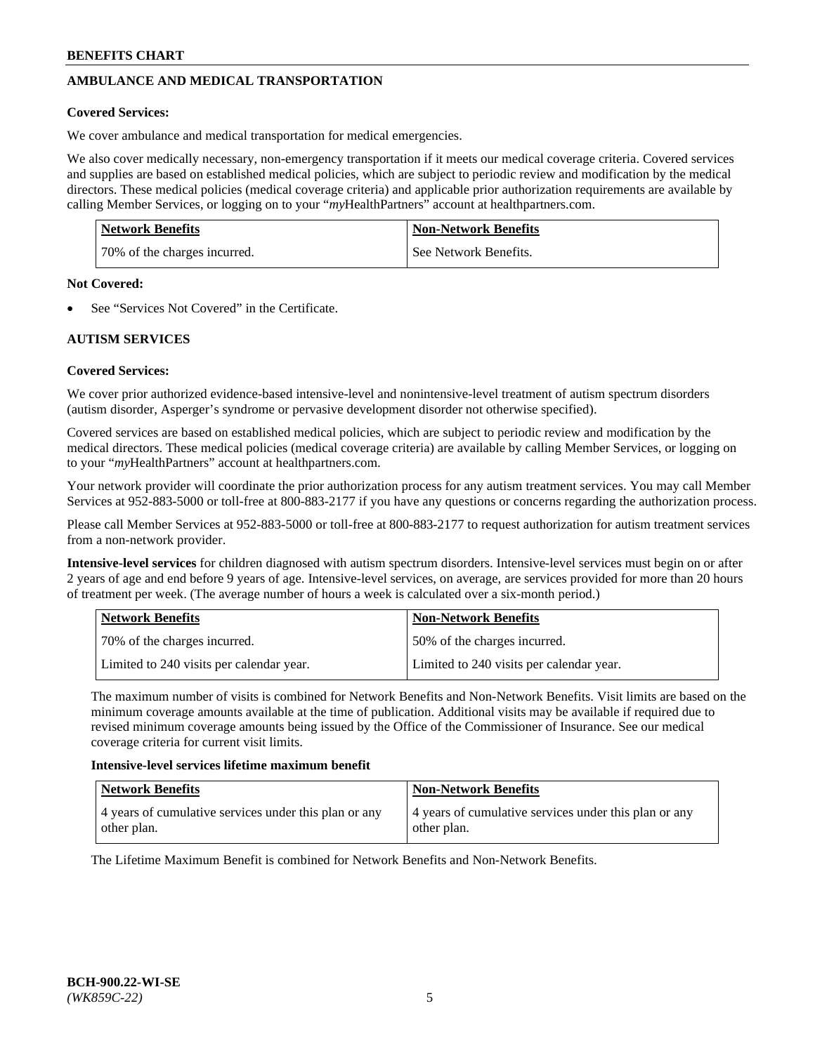## AMBULANCE AND MEDICAL TRANSPORTATION

**Covered Services:**

We cover ambulance and medical transportation for medical emergencies.

We also cover medically necessary, non-emergency transportation if it meets our medical coverage criteria. Covered services and supplies are based on established medical policies, which are subject to periodic review and modification by the medical directors. These medical policies (medical coverage criteria) and applicable prior authorization requirements are available by calling Member Services, or logging on to your "*my*HealthPartners" account at healthpartners.com.

| Network Benefits | Non-Network Benefits |
| --- | --- |
| 70% of the charges incurred. | See Network Benefits. |

**Not Covered:**

- See "Services Not Covered" in the Certificate.

## AUTISM SERVICES

**Covered Services:**

We cover prior authorized evidence-based intensive-level and nonintensive-level treatment of autism spectrum disorders (autism disorder, Asperger's syndrome or pervasive development disorder not otherwise specified).

Covered services are based on established medical policies, which are subject to periodic review and modification by the medical directors. These medical policies (medical coverage criteria) are available by calling Member Services, or logging on to your "*my*HealthPartners" account at healthpartners.com.

Your network provider will coordinate the prior authorization process for any autism treatment services. You may call Member Services at 952-883-5000 or toll-free at 800-883-2177 if you have any questions or concerns regarding the authorization process.

Please call Member Services at 952-883-5000 or toll-free at 800-883-2177 to request authorization for autism treatment services from a non-network provider.

**Intensive-level services** for children diagnosed with autism spectrum disorders. Intensive-level services must begin on or after 2 years of age and end before 9 years of age. Intensive-level services, on average, are services provided for more than 20 hours of treatment per week. (The average number of hours a week is calculated over a six-month period.)

| Network Benefits | Non-Network Benefits |
| --- | --- |
| 70% of the charges incurred. | 50% of the charges incurred. |
| Limited to 240 visits per calendar year. | Limited to 240 visits per calendar year. |

The maximum number of visits is combined for Network Benefits and Non-Network Benefits. Visit limits are based on the minimum coverage amounts available at the time of publication. Additional visits may be available if required due to revised minimum coverage amounts being issued by the Office of the Commissioner of Insurance. See our medical coverage criteria for current visit limits.

**Intensive-level services lifetime maximum benefit**

| Network Benefits | Non-Network Benefits |
| --- | --- |
| 4 years of cumulative services under this plan or any other plan. | 4 years of cumulative services under this plan or any other plan. |

The Lifetime Maximum Benefit is combined for Network Benefits and Non-Network Benefits.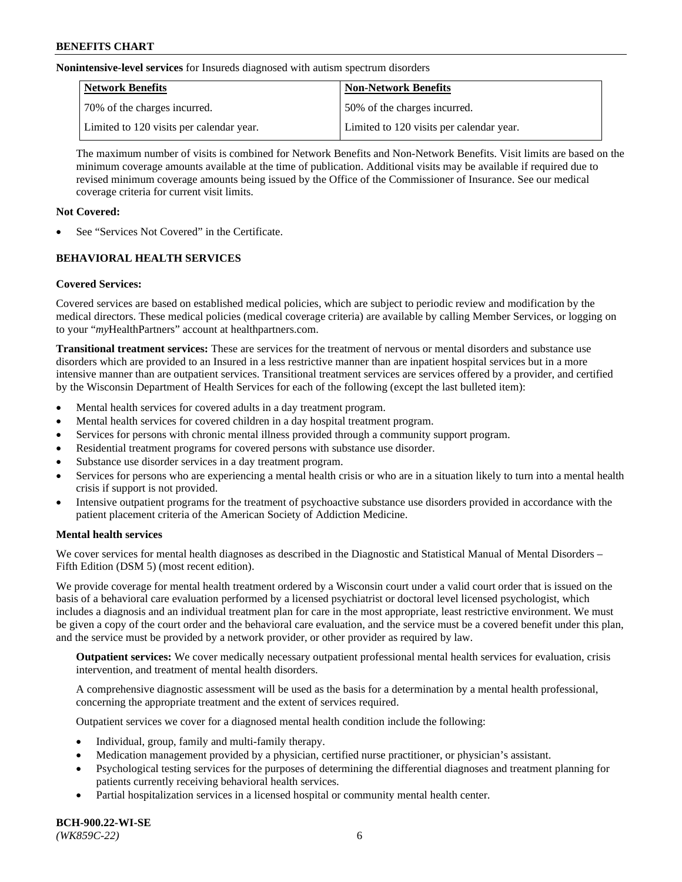**Nonintensive-level services** for Insureds diagnosed with autism spectrum disorders

| Network Benefits | Non-Network Benefits |
| --- | --- |
| 70% of the charges incurred. | 50% of the charges incurred. |
| Limited to 120 visits per calendar year. | Limited to 120 visits per calendar year. |

The maximum number of visits is combined for Network Benefits and Non-Network Benefits. Visit limits are based on the minimum coverage amounts available at the time of publication. Additional visits may be available if required due to revised minimum coverage amounts being issued by the Office of the Commissioner of Insurance. See our medical coverage criteria for current visit limits.

**Not Covered:**

- See "Services Not Covered" in the Certificate.

## BEHAVIORAL HEALTH SERVICES

**Covered Services:**

Covered services are based on established medical policies, which are subject to periodic review and modification by the medical directors. These medical policies (medical coverage criteria) are available by calling Member Services, or logging on to your "*my*HealthPartners" account at healthpartners.com.

**Transitional treatment services:** These are services for the treatment of nervous or mental disorders and substance use disorders which are provided to an Insured in a less restrictive manner than are inpatient hospital services but in a more intensive manner than are outpatient services. Transitional treatment services are services offered by a provider, and certified by the Wisconsin Department of Health Services for each of the following (except the last bulleted item):

- Mental health services for covered adults in a day treatment program.
- Mental health services for covered children in a day hospital treatment program.
- Services for persons with chronic mental illness provided through a community support program.
- Residential treatment programs for covered persons with substance use disorder.
- Substance use disorder services in a day treatment program.
- Services for persons who are experiencing a mental health crisis or who are in a situation likely to turn into a mental health crisis if support is not provided.
- Intensive outpatient programs for the treatment of psychoactive substance use disorders provided in accordance with the patient placement criteria of the American Society of Addiction Medicine.

**Mental health services**

We cover services for mental health diagnoses as described in the Diagnostic and Statistical Manual of Mental Disorders – Fifth Edition (DSM 5) (most recent edition).

We provide coverage for mental health treatment ordered by a Wisconsin court under a valid court order that is issued on the basis of a behavioral care evaluation performed by a licensed psychiatrist or doctoral level licensed psychologist, which includes a diagnosis and an individual treatment plan for care in the most appropriate, least restrictive environment. We must be given a copy of the court order and the behavioral care evaluation, and the service must be a covered benefit under this plan, and the service must be provided by a network provider, or other provider as required by law.

**Outpatient services:** We cover medically necessary outpatient professional mental health services for evaluation, crisis intervention, and treatment of mental health disorders.

A comprehensive diagnostic assessment will be used as the basis for a determination by a mental health professional, concerning the appropriate treatment and the extent of services required.

Outpatient services we cover for a diagnosed mental health condition include the following:

- Individual, group, family and multi-family therapy.
- Medication management provided by a physician, certified nurse practitioner, or physician's assistant.
- Psychological testing services for the purposes of determining the differential diagnoses and treatment planning for patients currently receiving behavioral health services.
- Partial hospitalization services in a licensed hospital or community mental health center.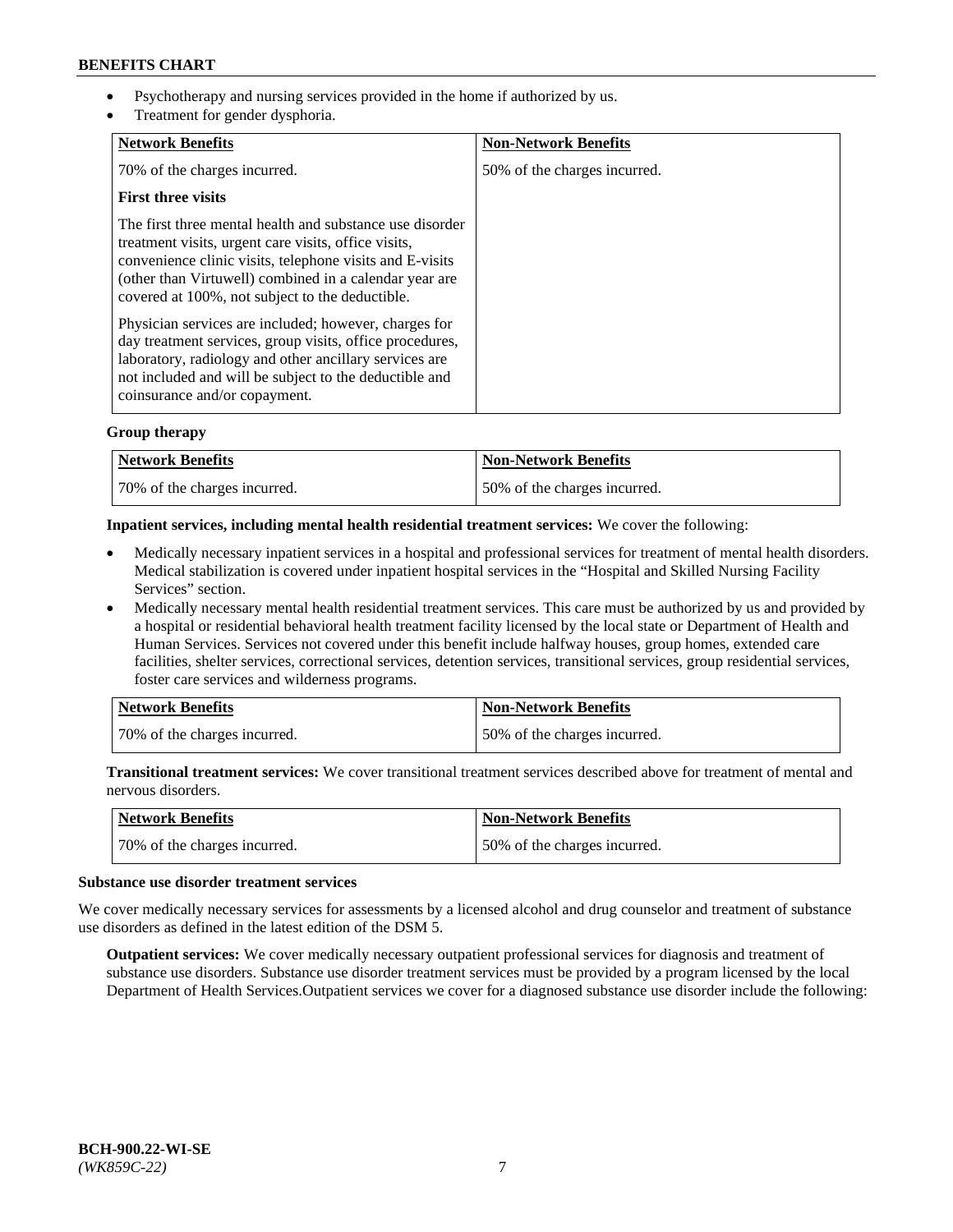- Psychotherapy and nursing services provided in the home if authorized by us.
- Treatment for gender dysphoria.

| Network Benefits | Non-Network Benefits |
|---|---|
| 70% of the charges incurred.<br><br>**First three visits**<br><br>The first three mental health and substance use disorder treatment visits, urgent care visits, office visits, convenience clinic visits, telephone visits and E-visits (other than Virtuwell) combined in a calendar year are covered at 100%, not subject to the deductible.<br><br>Physician services are included; however, charges for day treatment services, group visits, office procedures, laboratory, radiology and other ancillary services are not included and will be subject to the deductible and coinsurance and/or copayment. | 50% of the charges incurred. |

**Group therapy**

| Network Benefits | Non-Network Benefits |
|---|---|
| 70% of the charges incurred. | 50% of the charges incurred. |

**Inpatient services, including mental health residential treatment services:** We cover the following:

- Medically necessary inpatient services in a hospital and professional services for treatment of mental health disorders. Medical stabilization is covered under inpatient hospital services in the "Hospital and Skilled Nursing Facility Services" section.
- Medically necessary mental health residential treatment services. This care must be authorized by us and provided by a hospital or residential behavioral health treatment facility licensed by the local state or Department of Health and Human Services. Services not covered under this benefit include halfway houses, group homes, extended care facilities, shelter services, correctional services, detention services, transitional services, group residential services, foster care services and wilderness programs.

| Network Benefits | Non-Network Benefits |
|---|---|
| 70% of the charges incurred. | 50% of the charges incurred. |

**Transitional treatment services:** We cover transitional treatment services described above for treatment of mental and nervous disorders.

| Network Benefits | Non-Network Benefits |
|---|---|
| 70% of the charges incurred. | 50% of the charges incurred. |

**Substance use disorder treatment services**

We cover medically necessary services for assessments by a licensed alcohol and drug counselor and treatment of substance use disorders as defined in the latest edition of the DSM 5.

**Outpatient services:** We cover medically necessary outpatient professional services for diagnosis and treatment of substance use disorders. Substance use disorder treatment services must be provided by a program licensed by the local Department of Health Services.Outpatient services we cover for a diagnosed substance use disorder include the following: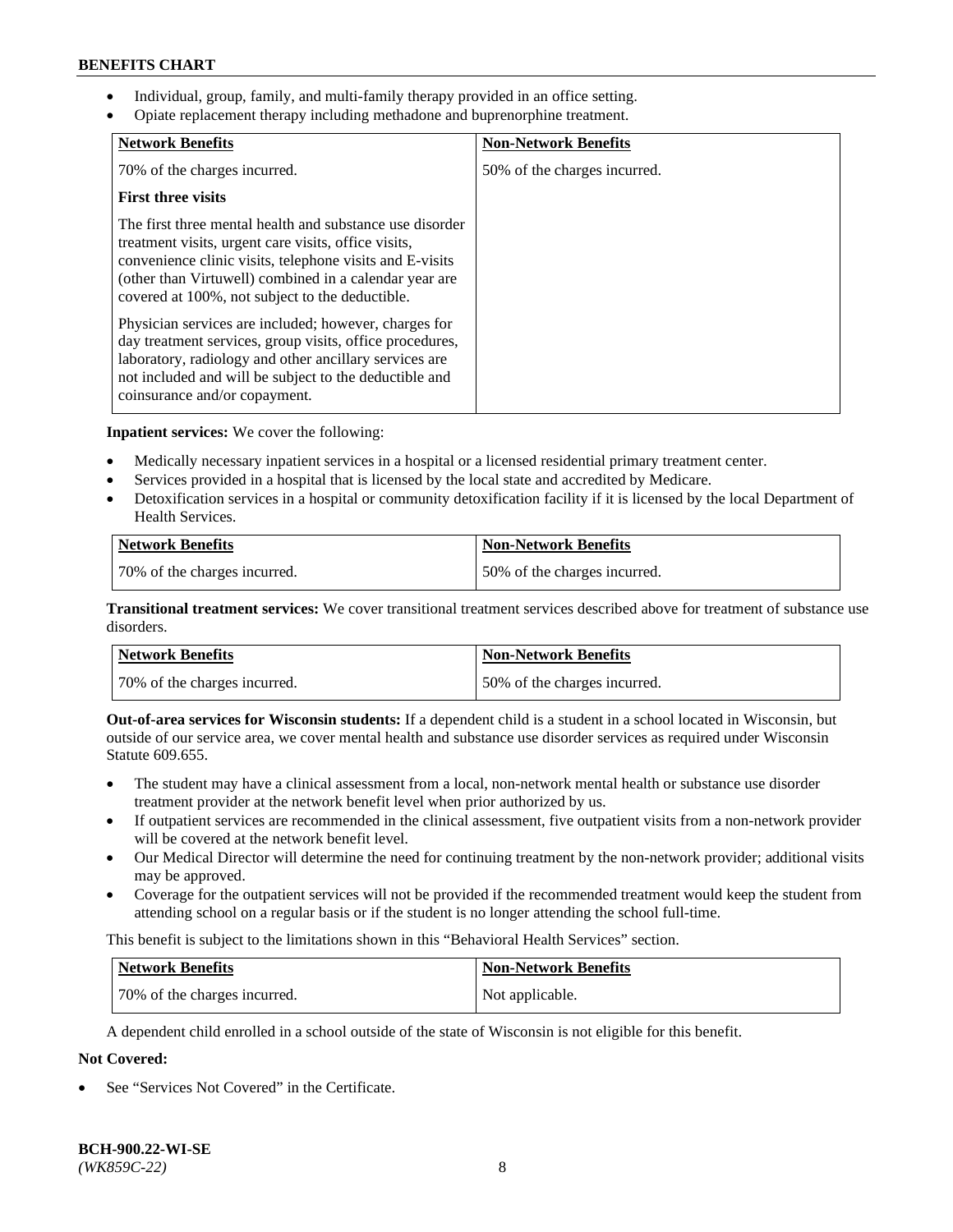- Individual, group, family, and multi-family therapy provided in an office setting.
- Opiate replacement therapy including methadone and buprenorphine treatment.

| Network Benefits | Non-Network Benefits |
|---|---|
| 70% of the charges incurred.<br><br>**First three visits**<br><br>The first three mental health and substance use disorder treatment visits, urgent care visits, office visits, convenience clinic visits, telephone visits and E-visits (other than Virtuwell) combined in a calendar year are covered at 100%, not subject to the deductible.<br><br>Physician services are included; however, charges for day treatment services, group visits, office procedures, laboratory, radiology and other ancillary services are not included and will be subject to the deductible and coinsurance and/or copayment. | 50% of the charges incurred. |

**Inpatient services:** We cover the following:

- Medically necessary inpatient services in a hospital or a licensed residential primary treatment center.
- Services provided in a hospital that is licensed by the local state and accredited by Medicare.
- Detoxification services in a hospital or community detoxification facility if it is licensed by the local Department of Health Services.

| Network Benefits | Non-Network Benefits |
|---|---|
| 70% of the charges incurred. | 50% of the charges incurred. |

**Transitional treatment services:** We cover transitional treatment services described above for treatment of substance use disorders.

| Network Benefits | Non-Network Benefits |
|---|---|
| 70% of the charges incurred. | 50% of the charges incurred. |

**Out-of-area services for Wisconsin students:** If a dependent child is a student in a school located in Wisconsin, but outside of our service area, we cover mental health and substance use disorder services as required under Wisconsin Statute 609.655.

- The student may have a clinical assessment from a local, non-network mental health or substance use disorder treatment provider at the network benefit level when prior authorized by us.
- If outpatient services are recommended in the clinical assessment, five outpatient visits from a non-network provider will be covered at the network benefit level.
- Our Medical Director will determine the need for continuing treatment by the non-network provider; additional visits may be approved.
- Coverage for the outpatient services will not be provided if the recommended treatment would keep the student from attending school on a regular basis or if the student is no longer attending the school full-time.

This benefit is subject to the limitations shown in this "Behavioral Health Services" section.

| Network Benefits | Non-Network Benefits |
|---|---|
| 70% of the charges incurred. | Not applicable. |

A dependent child enrolled in a school outside of the state of Wisconsin is not eligible for this benefit.

**Not Covered:**

- See "Services Not Covered" in the Certificate.

**BCH-900.22-WI-SE**
*(WK859C-22)*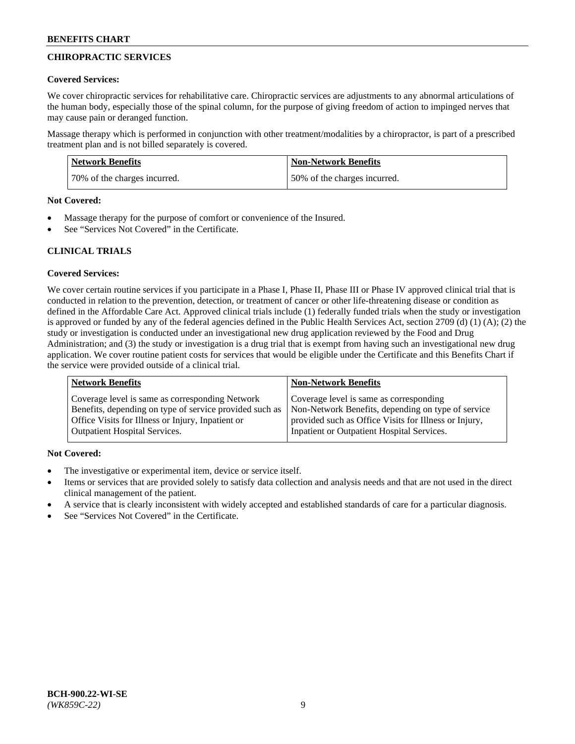## CHIROPRACTIC SERVICES

**Covered Services:**

We cover chiropractic services for rehabilitative care. Chiropractic services are adjustments to any abnormal articulations of the human body, especially those of the spinal column, for the purpose of giving freedom of action to impinged nerves that may cause pain or deranged function.

Massage therapy which is performed in conjunction with other treatment/modalities by a chiropractor, is part of a prescribed treatment plan and is not billed separately is covered.

| Network Benefits | Non-Network Benefits |
|---|---|
| 70% of the charges incurred. | 50% of the charges incurred. |

**Not Covered:**

- Massage therapy for the purpose of comfort or convenience of the Insured.
- See "Services Not Covered" in the Certificate.

## CLINICAL TRIALS

**Covered Services:**

We cover certain routine services if you participate in a Phase I, Phase II, Phase III or Phase IV approved clinical trial that is conducted in relation to the prevention, detection, or treatment of cancer or other life-threatening disease or condition as defined in the Affordable Care Act. Approved clinical trials include (1) federally funded trials when the study or investigation is approved or funded by any of the federal agencies defined in the Public Health Services Act, section 2709 (d) (1) (A); (2) the study or investigation is conducted under an investigational new drug application reviewed by the Food and Drug Administration; and (3) the study or investigation is a drug trial that is exempt from having such an investigational new drug application. We cover routine patient costs for services that would be eligible under the Certificate and this Benefits Chart if the service were provided outside of a clinical trial.

| Network Benefits | Non-Network Benefits |
|---|---|
| Coverage level is same as corresponding Network Benefits, depending on type of service provided such as Office Visits for Illness or Injury, Inpatient or Outpatient Hospital Services. | Coverage level is same as corresponding Non-Network Benefits, depending on type of service provided such as Office Visits for Illness or Injury, Inpatient or Outpatient Hospital Services. |

**Not Covered:**

- The investigative or experimental item, device or service itself.
- Items or services that are provided solely to satisfy data collection and analysis needs and that are not used in the direct clinical management of the patient.
- A service that is clearly inconsistent with widely accepted and established standards of care for a particular diagnosis.
- See "Services Not Covered" in the Certificate.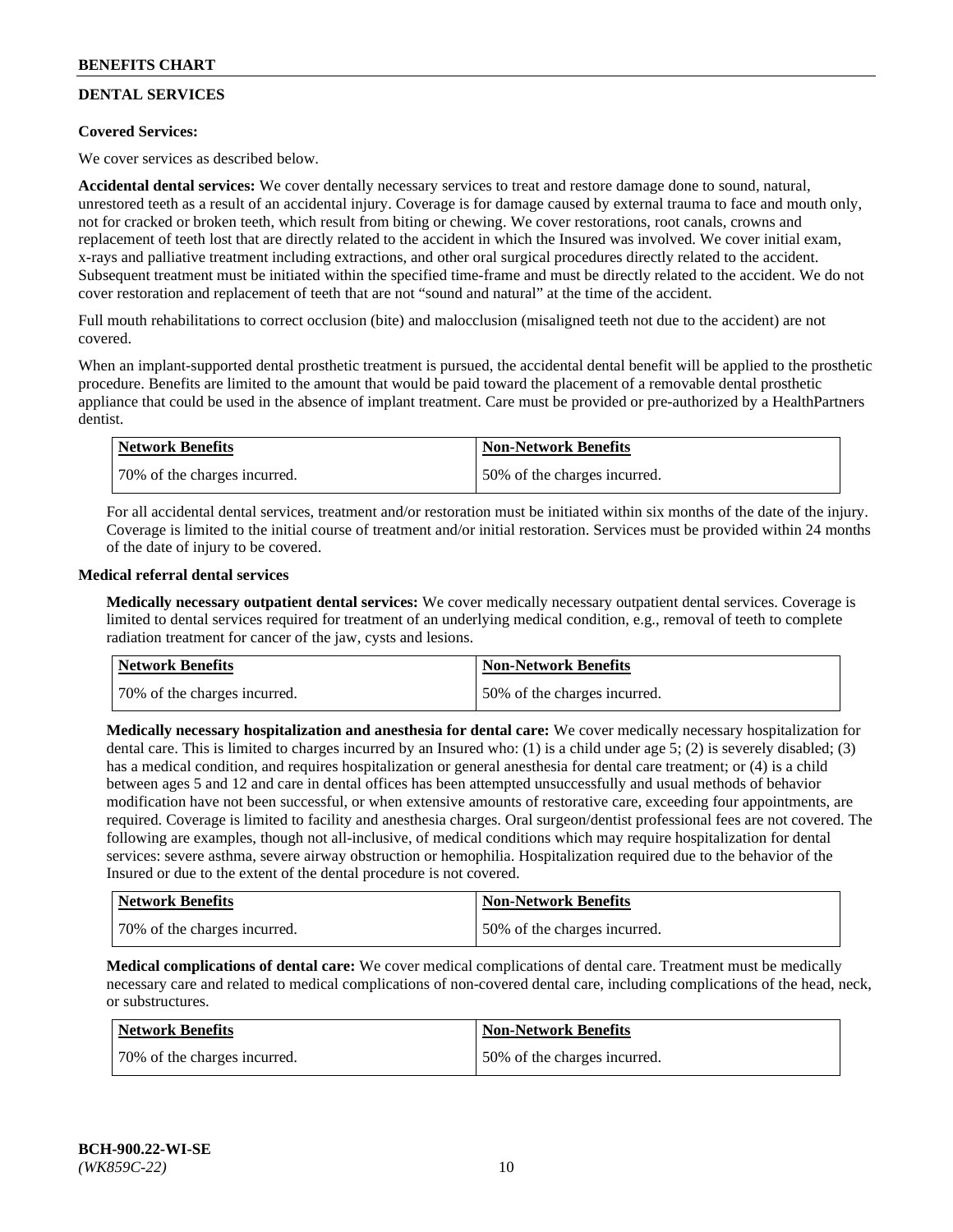## DENTAL SERVICES

**Covered Services:**

We cover services as described below.

**Accidental dental services:** We cover dentally necessary services to treat and restore damage done to sound, natural, unrestored teeth as a result of an accidental injury. Coverage is for damage caused by external trauma to face and mouth only, not for cracked or broken teeth, which result from biting or chewing. We cover restorations, root canals, crowns and replacement of teeth lost that are directly related to the accident in which the Insured was involved. We cover initial exam, x-rays and palliative treatment including extractions, and other oral surgical procedures directly related to the accident. Subsequent treatment must be initiated within the specified time-frame and must be directly related to the accident. We do not cover restoration and replacement of teeth that are not "sound and natural" at the time of the accident.

Full mouth rehabilitations to correct occlusion (bite) and malocclusion (misaligned teeth not due to the accident) are not covered.

When an implant-supported dental prosthetic treatment is pursued, the accidental dental benefit will be applied to the prosthetic procedure. Benefits are limited to the amount that would be paid toward the placement of a removable dental prosthetic appliance that could be used in the absence of implant treatment. Care must be provided or pre-authorized by a HealthPartners dentist.

| Network Benefits | Non-Network Benefits |
|---|---|
| 70% of the charges incurred. | 50% of the charges incurred. |

For all accidental dental services, treatment and/or restoration must be initiated within six months of the date of the injury. Coverage is limited to the initial course of treatment and/or initial restoration. Services must be provided within 24 months of the date of injury to be covered.

**Medical referral dental services**

**Medically necessary outpatient dental services:** We cover medically necessary outpatient dental services. Coverage is limited to dental services required for treatment of an underlying medical condition, e.g., removal of teeth to complete radiation treatment for cancer of the jaw, cysts and lesions.

| Network Benefits | Non-Network Benefits |
|---|---|
| 70% of the charges incurred. | 50% of the charges incurred. |

**Medically necessary hospitalization and anesthesia for dental care:** We cover medically necessary hospitalization for dental care. This is limited to charges incurred by an Insured who: (1) is a child under age 5; (2) is severely disabled; (3) has a medical condition, and requires hospitalization or general anesthesia for dental care treatment; or (4) is a child between ages 5 and 12 and care in dental offices has been attempted unsuccessfully and usual methods of behavior modification have not been successful, or when extensive amounts of restorative care, exceeding four appointments, are required. Coverage is limited to facility and anesthesia charges. Oral surgeon/dentist professional fees are not covered. The following are examples, though not all-inclusive, of medical conditions which may require hospitalization for dental services: severe asthma, severe airway obstruction or hemophilia. Hospitalization required due to the behavior of the Insured or due to the extent of the dental procedure is not covered.

| Network Benefits | Non-Network Benefits |
|---|---|
| 70% of the charges incurred. | 50% of the charges incurred. |

**Medical complications of dental care:** We cover medical complications of dental care. Treatment must be medically necessary care and related to medical complications of non-covered dental care, including complications of the head, neck, or substructures.

| Network Benefits | Non-Network Benefits |
|---|---|
| 70% of the charges incurred. | 50% of the charges incurred. |

**BCH-900.22-WI-SE**
*(WK859C-22)*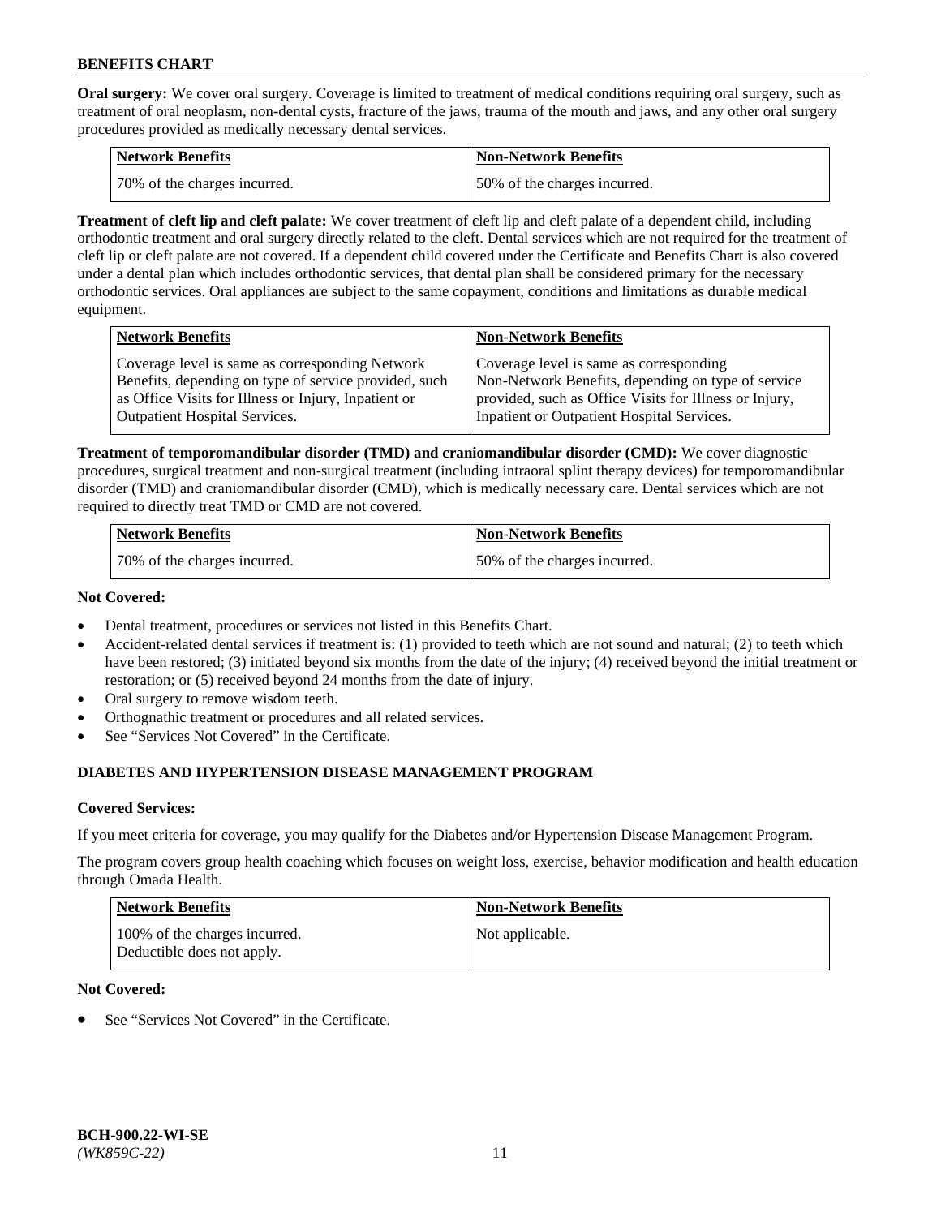**Oral surgery:** We cover oral surgery. Coverage is limited to treatment of medical conditions requiring oral surgery, such as treatment of oral neoplasm, non-dental cysts, fracture of the jaws, trauma of the mouth and jaws, and any other oral surgery procedures provided as medically necessary dental services.

| Network Benefits | Non-Network Benefits |
| --- | --- |
| 70% of the charges incurred. | 50% of the charges incurred. |

**Treatment of cleft lip and cleft palate:** We cover treatment of cleft lip and cleft palate of a dependent child, including orthodontic treatment and oral surgery directly related to the cleft. Dental services which are not required for the treatment of cleft lip or cleft palate are not covered. If a dependent child covered under the Certificate and Benefits Chart is also covered under a dental plan which includes orthodontic services, that dental plan shall be considered primary for the necessary orthodontic services. Oral appliances are subject to the same copayment, conditions and limitations as durable medical equipment.

| Network Benefits | Non-Network Benefits |
| --- | --- |
| Coverage level is same as corresponding Network Benefits, depending on type of service provided, such as Office Visits for Illness or Injury, Inpatient or Outpatient Hospital Services. | Coverage level is same as corresponding Non-Network Benefits, depending on type of service provided, such as Office Visits for Illness or Injury, Inpatient or Outpatient Hospital Services. |

**Treatment of temporomandibular disorder (TMD) and craniomandibular disorder (CMD):** We cover diagnostic procedures, surgical treatment and non-surgical treatment (including intraoral splint therapy devices) for temporomandibular disorder (TMD) and craniomandibular disorder (CMD), which is medically necessary care. Dental services which are not required to directly treat TMD or CMD are not covered.

| Network Benefits | Non-Network Benefits |
| --- | --- |
| 70% of the charges incurred. | 50% of the charges incurred. |

**Not Covered:**

- Dental treatment, procedures or services not listed in this Benefits Chart.
- Accident-related dental services if treatment is: (1) provided to teeth which are not sound and natural; (2) to teeth which have been restored; (3) initiated beyond six months from the date of the injury; (4) received beyond the initial treatment or restoration; or (5) received beyond 24 months from the date of injury.
- Oral surgery to remove wisdom teeth.
- Orthognathic treatment or procedures and all related services.
- See "Services Not Covered" in the Certificate.

## DIABETES AND HYPERTENSION DISEASE MANAGEMENT PROGRAM

**Covered Services:**

If you meet criteria for coverage, you may qualify for the Diabetes and/or Hypertension Disease Management Program.

The program covers group health coaching which focuses on weight loss, exercise, behavior modification and health education through Omada Health.

| Network Benefits | Non-Network Benefits |
| --- | --- |
| 100% of the charges incurred. Deductible does not apply. | Not applicable. |

**Not Covered:**

- See "Services Not Covered" in the Certificate.

BCH-900.22-WI-SE
*(WK859C-22)*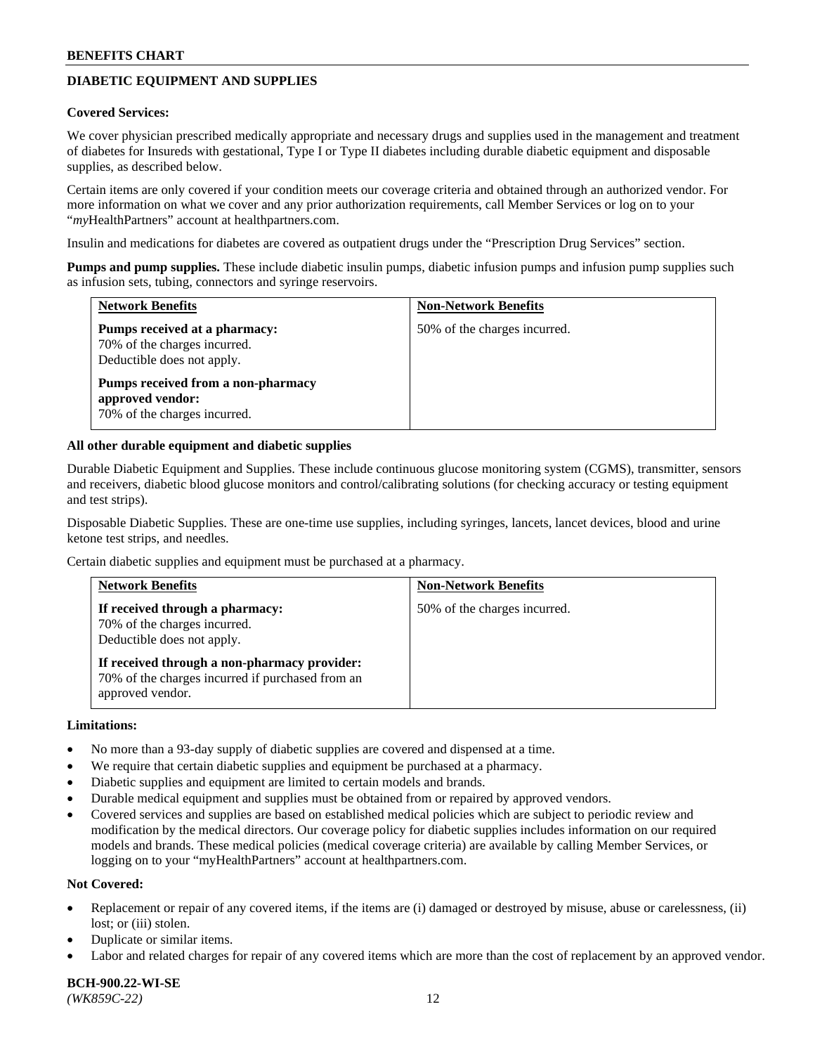## DIABETIC EQUIPMENT AND SUPPLIES

**Covered Services:**

We cover physician prescribed medically appropriate and necessary drugs and supplies used in the management and treatment of diabetes for Insureds with gestational, Type I or Type II diabetes including durable diabetic equipment and disposable supplies, as described below.

Certain items are only covered if your condition meets our coverage criteria and obtained through an authorized vendor. For more information on what we cover and any prior authorization requirements, call Member Services or log on to your "*my*HealthPartners" account at healthpartners.com.

Insulin and medications for diabetes are covered as outpatient drugs under the "Prescription Drug Services" section.

**Pumps and pump supplies.** These include diabetic insulin pumps, diabetic infusion pumps and infusion pump supplies such as infusion sets, tubing, connectors and syringe reservoirs.

| Network Benefits | Non-Network Benefits |
|---|---|
| **Pumps received at a pharmacy:** 70% of the charges incurred. Deductible does not apply. **Pumps received from a non-pharmacy approved vendor:** 70% of the charges incurred. | 50% of the charges incurred. |

**All other durable equipment and diabetic supplies**

Durable Diabetic Equipment and Supplies. These include continuous glucose monitoring system (CGMS), transmitter, sensors and receivers, diabetic blood glucose monitors and control/calibrating solutions (for checking accuracy or testing equipment and test strips).

Disposable Diabetic Supplies. These are one-time use supplies, including syringes, lancets, lancet devices, blood and urine ketone test strips, and needles.

Certain diabetic supplies and equipment must be purchased at a pharmacy.

| Network Benefits | Non-Network Benefits |
|---|---|
| **If received through a pharmacy:** 70% of the charges incurred. Deductible does not apply. **If received through a non-pharmacy provider:** 70% of the charges incurred if purchased from an approved vendor. | 50% of the charges incurred. |

**Limitations:**

- No more than a 93-day supply of diabetic supplies are covered and dispensed at a time.
- We require that certain diabetic supplies and equipment be purchased at a pharmacy.
- Diabetic supplies and equipment are limited to certain models and brands.
- Durable medical equipment and supplies must be obtained from or repaired by approved vendors.
- Covered services and supplies are based on established medical policies which are subject to periodic review and modification by the medical directors. Our coverage policy for diabetic supplies includes information on our required models and brands. These medical policies (medical coverage criteria) are available by calling Member Services, or logging on to your "myHealthPartners" account at healthpartners.com.

**Not Covered:**

- Replacement or repair of any covered items, if the items are (i) damaged or destroyed by misuse, abuse or carelessness, (ii) lost; or (iii) stolen.
- Duplicate or similar items.
- Labor and related charges for repair of any covered items which are more than the cost of replacement by an approved vendor.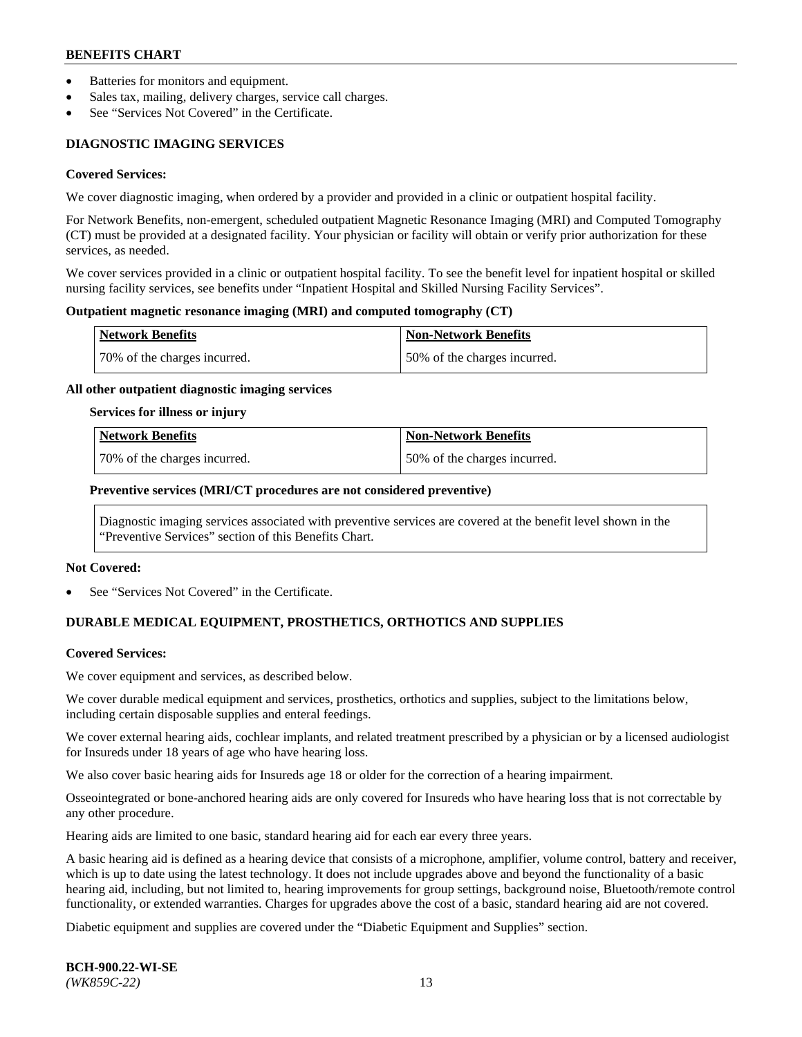- Batteries for monitors and equipment.
- Sales tax, mailing, delivery charges, service call charges.
- See "Services Not Covered" in the Certificate.

## DIAGNOSTIC IMAGING SERVICES

**Covered Services:**

We cover diagnostic imaging, when ordered by a provider and provided in a clinic or outpatient hospital facility.

For Network Benefits, non-emergent, scheduled outpatient Magnetic Resonance Imaging (MRI) and Computed Tomography (CT) must be provided at a designated facility. Your physician or facility will obtain or verify prior authorization for these services, as needed.

We cover services provided in a clinic or outpatient hospital facility. To see the benefit level for inpatient hospital or skilled nursing facility services, see benefits under "Inpatient Hospital and Skilled Nursing Facility Services".

**Outpatient magnetic resonance imaging (MRI) and computed tomography (CT)**

| Network Benefits | Non-Network Benefits |
|---|---|
| 70% of the charges incurred. | 50% of the charges incurred. |

**All other outpatient diagnostic imaging services**

**Services for illness or injury**

| Network Benefits | Non-Network Benefits |
|---|---|
| 70% of the charges incurred. | 50% of the charges incurred. |

**Preventive services (MRI/CT procedures are not considered preventive)**

Diagnostic imaging services associated with preventive services are covered at the benefit level shown in the "Preventive Services" section of this Benefits Chart.

**Not Covered:**

- See "Services Not Covered" in the Certificate.

## DURABLE MEDICAL EQUIPMENT, PROSTHETICS, ORTHOTICS AND SUPPLIES

**Covered Services:**

We cover equipment and services, as described below.

We cover durable medical equipment and services, prosthetics, orthotics and supplies, subject to the limitations below, including certain disposable supplies and enteral feedings.

We cover external hearing aids, cochlear implants, and related treatment prescribed by a physician or by a licensed audiologist for Insureds under 18 years of age who have hearing loss.

We also cover basic hearing aids for Insureds age 18 or older for the correction of a hearing impairment.

Osseointegrated or bone-anchored hearing aids are only covered for Insureds who have hearing loss that is not correctable by any other procedure.

Hearing aids are limited to one basic, standard hearing aid for each ear every three years.

A basic hearing aid is defined as a hearing device that consists of a microphone, amplifier, volume control, battery and receiver, which is up to date using the latest technology. It does not include upgrades above and beyond the functionality of a basic hearing aid, including, but not limited to, hearing improvements for group settings, background noise, Bluetooth/remote control functionality, or extended warranties. Charges for upgrades above the cost of a basic, standard hearing aid are not covered.

Diabetic equipment and supplies are covered under the "Diabetic Equipment and Supplies" section.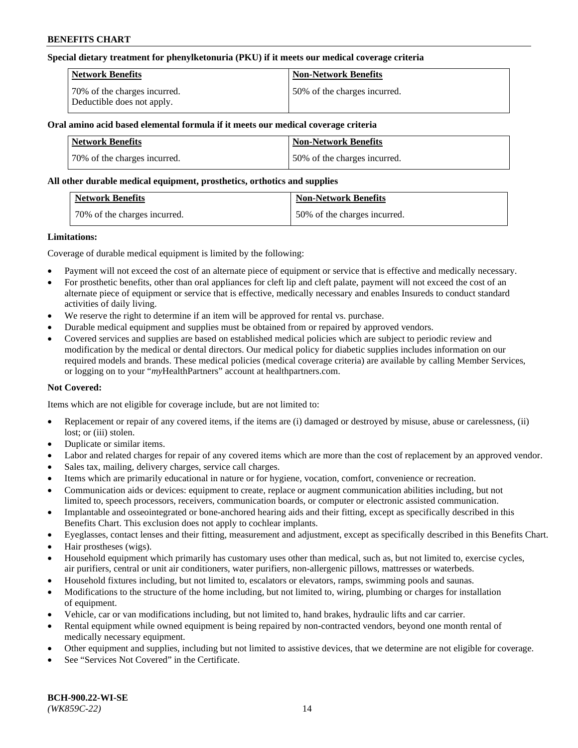**Special dietary treatment for phenylketonuria (PKU) if it meets our medical coverage criteria**

| Network Benefits | Non-Network Benefits |
|---|---|
| 70% of the charges incurred. Deductible does not apply. | 50% of the charges incurred. |

**Oral amino acid based elemental formula if it meets our medical coverage criteria**

| Network Benefits | Non-Network Benefits |
|---|---|
| 70% of the charges incurred. | 50% of the charges incurred. |

**All other durable medical equipment, prosthetics, orthotics and supplies**

| Network Benefits | Non-Network Benefits |
|---|---|
| 70% of the charges incurred. | 50% of the charges incurred. |

**Limitations:**

Coverage of durable medical equipment is limited by the following:

- Payment will not exceed the cost of an alternate piece of equipment or service that is effective and medically necessary.
- For prosthetic benefits, other than oral appliances for cleft lip and cleft palate, payment will not exceed the cost of an alternate piece of equipment or service that is effective, medically necessary and enables Insureds to conduct standard activities of daily living.
- We reserve the right to determine if an item will be approved for rental vs. purchase.
- Durable medical equipment and supplies must be obtained from or repaired by approved vendors.
- Covered services and supplies are based on established medical policies which are subject to periodic review and modification by the medical or dental directors. Our medical policy for diabetic supplies includes information on our required models and brands. These medical policies (medical coverage criteria) are available by calling Member Services, or logging on to your "*my*HealthPartners" account at healthpartners.com.

**Not Covered:**

Items which are not eligible for coverage include, but are not limited to:

- Replacement or repair of any covered items, if the items are (i) damaged or destroyed by misuse, abuse or carelessness, (ii) lost; or (iii) stolen.
- Duplicate or similar items.
- Labor and related charges for repair of any covered items which are more than the cost of replacement by an approved vendor.
- Sales tax, mailing, delivery charges, service call charges.
- Items which are primarily educational in nature or for hygiene, vocation, comfort, convenience or recreation.
- Communication aids or devices: equipment to create, replace or augment communication abilities including, but not limited to, speech processors, receivers, communication boards, or computer or electronic assisted communication.
- Implantable and osseointegrated or bone-anchored hearing aids and their fitting, except as specifically described in this Benefits Chart. This exclusion does not apply to cochlear implants.
- Eyeglasses, contact lenses and their fitting, measurement and adjustment, except as specifically described in this Benefits Chart.
- Hair prostheses (wigs).
- Household equipment which primarily has customary uses other than medical, such as, but not limited to, exercise cycles, air purifiers, central or unit air conditioners, water purifiers, non-allergenic pillows, mattresses or waterbeds.
- Household fixtures including, but not limited to, escalators or elevators, ramps, swimming pools and saunas.
- Modifications to the structure of the home including, but not limited to, wiring, plumbing or charges for installation of equipment.
- Vehicle, car or van modifications including, but not limited to, hand brakes, hydraulic lifts and car carrier.
- Rental equipment while owned equipment is being repaired by non-contracted vendors, beyond one month rental of medically necessary equipment.
- Other equipment and supplies, including but not limited to assistive devices, that we determine are not eligible for coverage.
- See "Services Not Covered" in the Certificate.

**BCH-900.22-WI-SE**
*(WK859C-22)*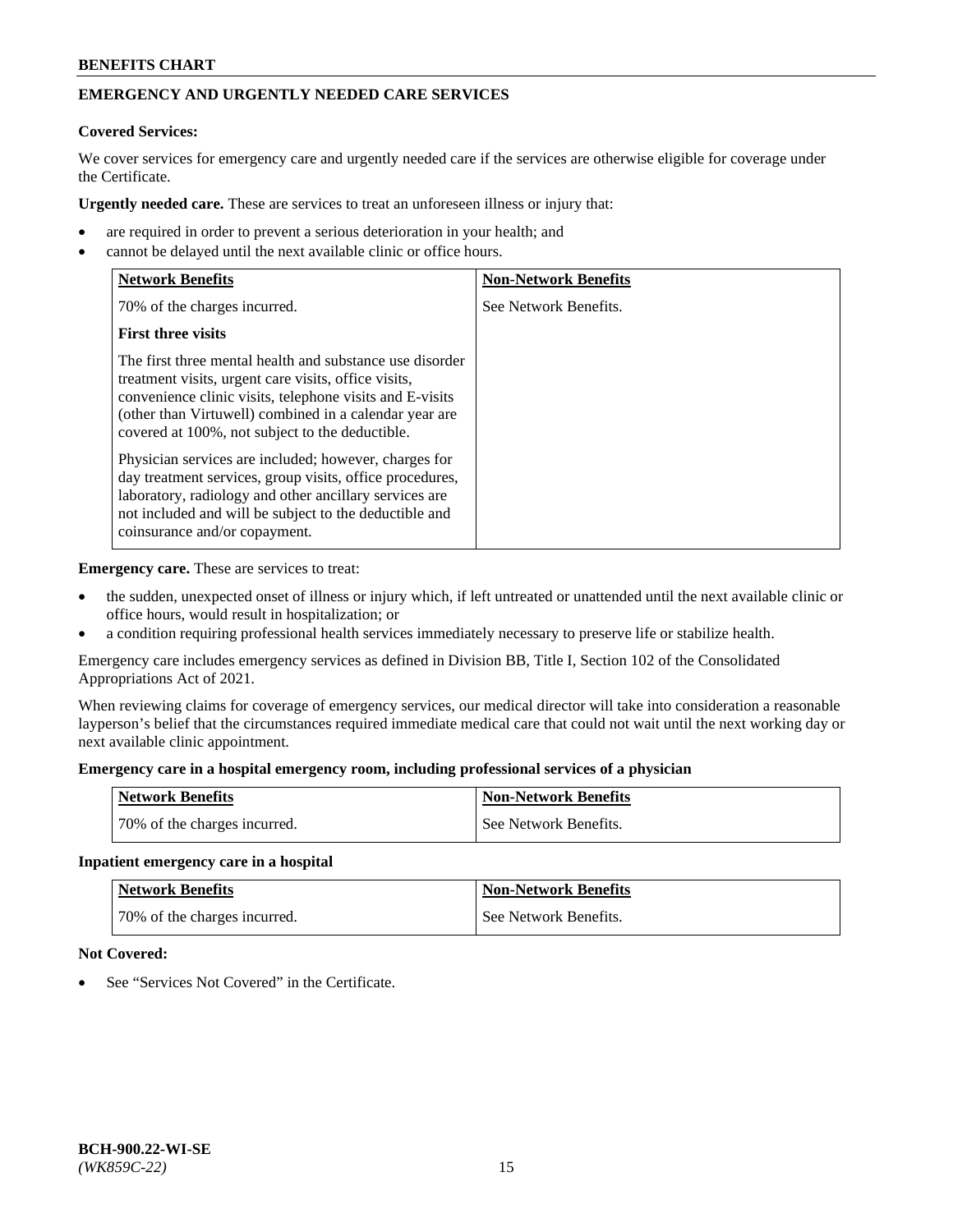## EMERGENCY AND URGENTLY NEEDED CARE SERVICES

**Covered Services:**

We cover services for emergency care and urgently needed care if the services are otherwise eligible for coverage under the Certificate.

**Urgently needed care.** These are services to treat an unforeseen illness or injury that:

- are required in order to prevent a serious deterioration in your health; and
- cannot be delayed until the next available clinic or office hours.

| Network Benefits | Non-Network Benefits |
|---|---|
| 70% of the charges incurred.<br><br>**First three visits**<br><br>The first three mental health and substance use disorder treatment visits, urgent care visits, office visits, convenience clinic visits, telephone visits and E-visits (other than Virtuwell) combined in a calendar year are covered at 100%, not subject to the deductible.<br><br>Physician services are included; however, charges for day treatment services, group visits, office procedures, laboratory, radiology and other ancillary services are not included and will be subject to the deductible and coinsurance and/or copayment. | See Network Benefits. |

**Emergency care.** These are services to treat:

- the sudden, unexpected onset of illness or injury which, if left untreated or unattended until the next available clinic or office hours, would result in hospitalization; or
- a condition requiring professional health services immediately necessary to preserve life or stabilize health.

Emergency care includes emergency services as defined in Division BB, Title I, Section 102 of the Consolidated Appropriations Act of 2021.

When reviewing claims for coverage of emergency services, our medical director will take into consideration a reasonable layperson's belief that the circumstances required immediate medical care that could not wait until the next working day or next available clinic appointment.

**Emergency care in a hospital emergency room, including professional services of a physician**

| Network Benefits | Non-Network Benefits |
|---|---|
| 70% of the charges incurred. | See Network Benefits. |

**Inpatient emergency care in a hospital**

| Network Benefits | Non-Network Benefits |
|---|---|
| 70% of the charges incurred. | See Network Benefits. |

**Not Covered:**

- See "Services Not Covered" in the Certificate.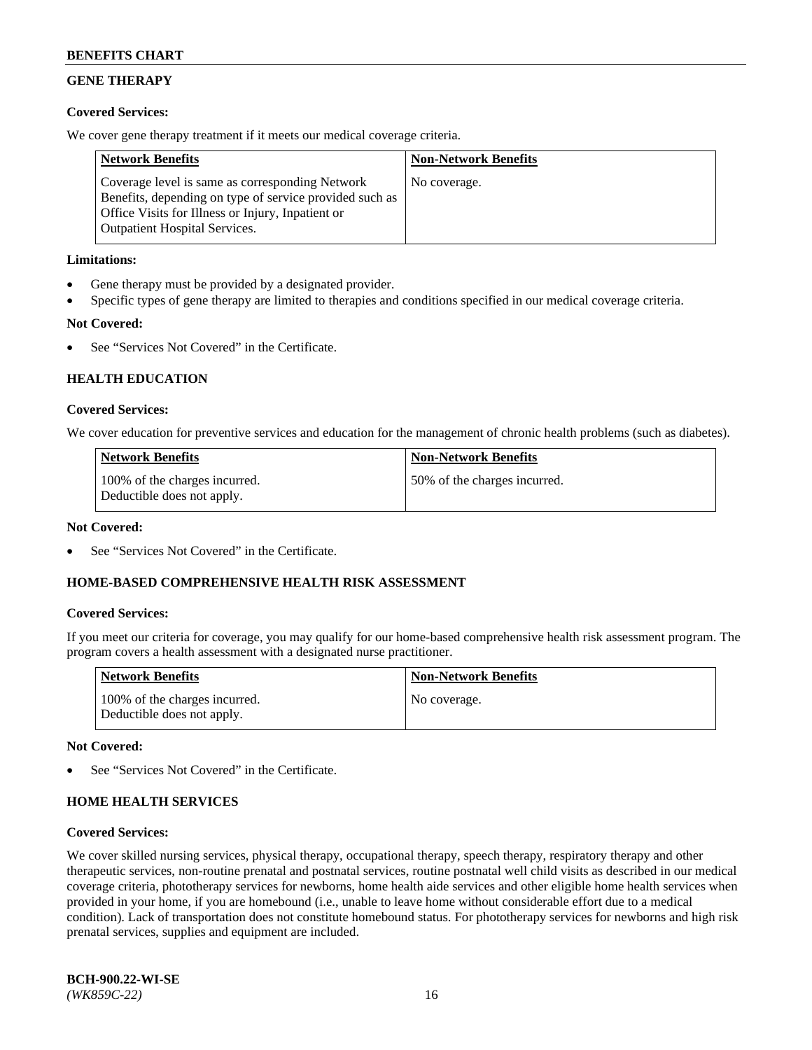## GENE THERAPY

**Covered Services:**

We cover gene therapy treatment if it meets our medical coverage criteria.

| Network Benefits | Non-Network Benefits |
|---|---|
| Coverage level is same as corresponding Network Benefits, depending on type of service provided such as Office Visits for Illness or Injury, Inpatient or Outpatient Hospital Services. | No coverage. |

**Limitations:**

- Gene therapy must be provided by a designated provider.
- Specific types of gene therapy are limited to therapies and conditions specified in our medical coverage criteria.

**Not Covered:**

- See "Services Not Covered" in the Certificate.

## HEALTH EDUCATION

**Covered Services:**

We cover education for preventive services and education for the management of chronic health problems (such as diabetes).

| Network Benefits | Non-Network Benefits |
|---|---|
| 100% of the charges incurred. Deductible does not apply. | 50% of the charges incurred. |

**Not Covered:**

- See "Services Not Covered" in the Certificate.

## HOME-BASED COMPREHENSIVE HEALTH RISK ASSESSMENT

**Covered Services:**

If you meet our criteria for coverage, you may qualify for our home-based comprehensive health risk assessment program. The program covers a health assessment with a designated nurse practitioner.

| Network Benefits | Non-Network Benefits |
|---|---|
| 100% of the charges incurred. Deductible does not apply. | No coverage. |

**Not Covered:**

- See "Services Not Covered" in the Certificate.

## HOME HEALTH SERVICES

**Covered Services:**

We cover skilled nursing services, physical therapy, occupational therapy, speech therapy, respiratory therapy and other therapeutic services, non-routine prenatal and postnatal services, routine postnatal well child visits as described in our medical coverage criteria, phototherapy services for newborns, home health aide services and other eligible home health services when provided in your home, if you are homebound (i.e., unable to leave home without considerable effort due to a medical condition). Lack of transportation does not constitute homebound status. For phototherapy services for newborns and high risk prenatal services, supplies and equipment are included.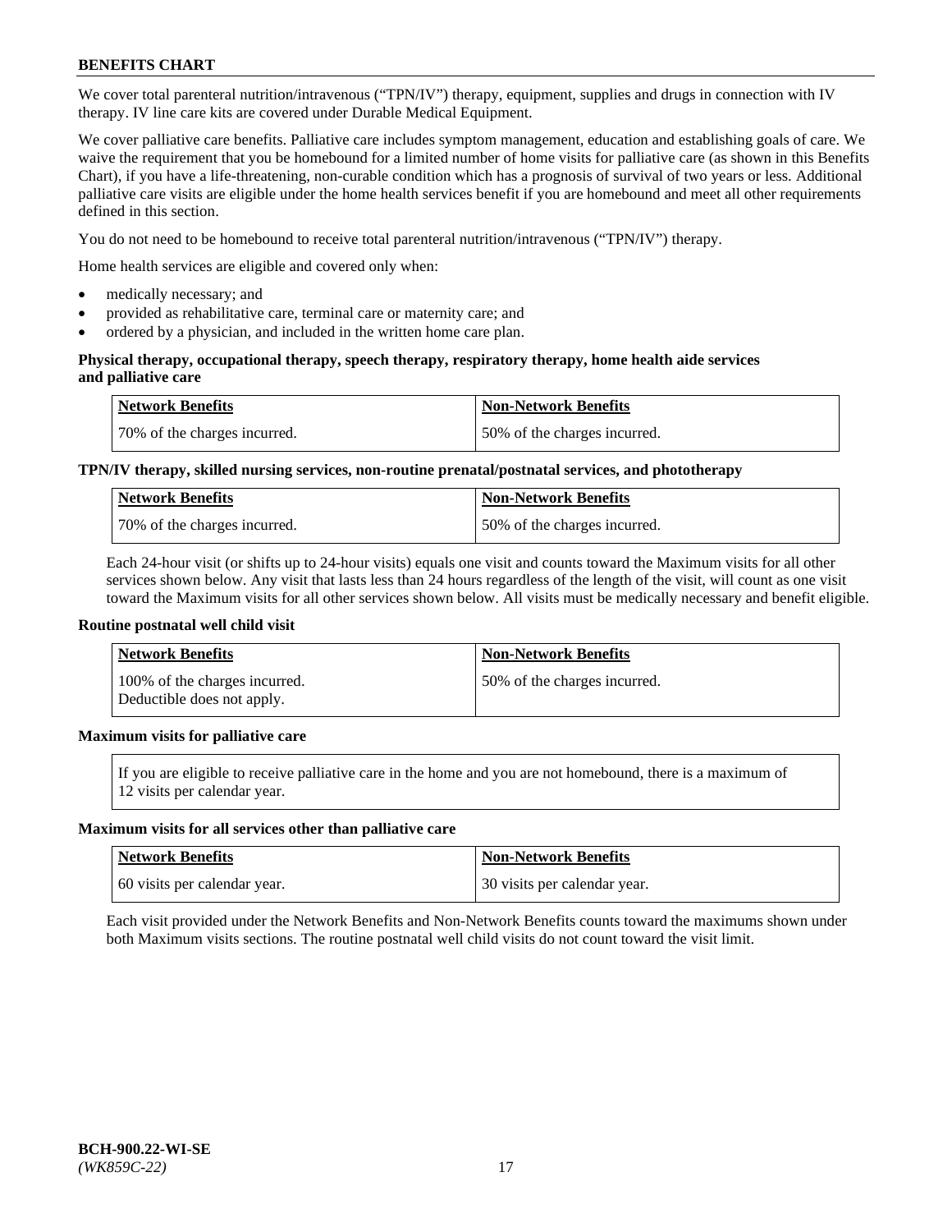We cover total parenteral nutrition/intravenous ("TPN/IV") therapy, equipment, supplies and drugs in connection with IV therapy. IV line care kits are covered under Durable Medical Equipment.

We cover palliative care benefits. Palliative care includes symptom management, education and establishing goals of care. We waive the requirement that you be homebound for a limited number of home visits for palliative care (as shown in this Benefits Chart), if you have a life-threatening, non-curable condition which has a prognosis of survival of two years or less. Additional palliative care visits are eligible under the home health services benefit if you are homebound and meet all other requirements defined in this section.

You do not need to be homebound to receive total parenteral nutrition/intravenous ("TPN/IV") therapy.

Home health services are eligible and covered only when:

- medically necessary; and
- provided as rehabilitative care, terminal care or maternity care; and
- ordered by a physician, and included in the written home care plan.

**Physical therapy, occupational therapy, speech therapy, respiratory therapy, home health aide services and palliative care**

| Network Benefits | Non-Network Benefits |
|---|---|
| 70% of the charges incurred. | 50% of the charges incurred. |

**TPN/IV therapy, skilled nursing services, non-routine prenatal/postnatal services, and phototherapy**

| Network Benefits | Non-Network Benefits |
|---|---|
| 70% of the charges incurred. | 50% of the charges incurred. |

Each 24-hour visit (or shifts up to 24-hour visits) equals one visit and counts toward the Maximum visits for all other services shown below. Any visit that lasts less than 24 hours regardless of the length of the visit, will count as one visit toward the Maximum visits for all other services shown below. All visits must be medically necessary and benefit eligible.

**Routine postnatal well child visit**

| Network Benefits | Non-Network Benefits |
|---|---|
| 100% of the charges incurred. Deductible does not apply. | 50% of the charges incurred. |

**Maximum visits for palliative care**

If you are eligible to receive palliative care in the home and you are not homebound, there is a maximum of 12 visits per calendar year.

**Maximum visits for all services other than palliative care**

| Network Benefits | Non-Network Benefits |
|---|---|
| 60 visits per calendar year. | 30 visits per calendar year. |

Each visit provided under the Network Benefits and Non-Network Benefits counts toward the maximums shown under both Maximum visits sections. The routine postnatal well child visits do not count toward the visit limit.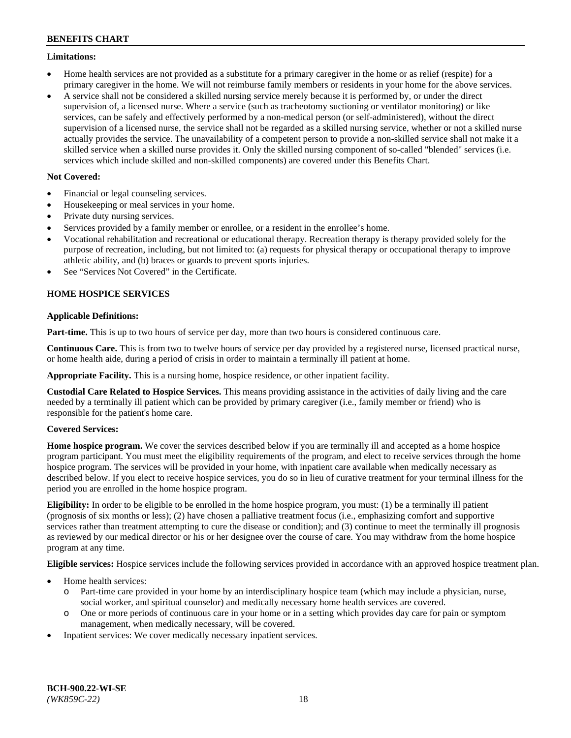**Limitations:**

- Home health services are not provided as a substitute for a primary caregiver in the home or as relief (respite) for a primary caregiver in the home. We will not reimburse family members or residents in your home for the above services.
- A service shall not be considered a skilled nursing service merely because it is performed by, or under the direct supervision of, a licensed nurse. Where a service (such as tracheotomy suctioning or ventilator monitoring) or like services, can be safely and effectively performed by a non-medical person (or self-administered), without the direct supervision of a licensed nurse, the service shall not be regarded as a skilled nursing service, whether or not a skilled nurse actually provides the service. The unavailability of a competent person to provide a non-skilled service shall not make it a skilled service when a skilled nurse provides it. Only the skilled nursing component of so-called "blended" services (i.e. services which include skilled and non-skilled components) are covered under this Benefits Chart.

**Not Covered:**

- Financial or legal counseling services.
- Housekeeping or meal services in your home.
- Private duty nursing services.
- Services provided by a family member or enrollee, or a resident in the enrollee's home.
- Vocational rehabilitation and recreational or educational therapy. Recreation therapy is therapy provided solely for the purpose of recreation, including, but not limited to: (a) requests for physical therapy or occupational therapy to improve athletic ability, and (b) braces or guards to prevent sports injuries.
- See "Services Not Covered" in the Certificate.

## HOME HOSPICE SERVICES

**Applicable Definitions:**

**Part-time.** This is up to two hours of service per day, more than two hours is considered continuous care.

**Continuous Care.** This is from two to twelve hours of service per day provided by a registered nurse, licensed practical nurse, or home health aide, during a period of crisis in order to maintain a terminally ill patient at home.

**Appropriate Facility.** This is a nursing home, hospice residence, or other inpatient facility.

**Custodial Care Related to Hospice Services.** This means providing assistance in the activities of daily living and the care needed by a terminally ill patient which can be provided by primary caregiver (i.e., family member or friend) who is responsible for the patient's home care.

**Covered Services:**

**Home hospice program.** We cover the services described below if you are terminally ill and accepted as a home hospice program participant. You must meet the eligibility requirements of the program, and elect to receive services through the home hospice program. The services will be provided in your home, with inpatient care available when medically necessary as described below. If you elect to receive hospice services, you do so in lieu of curative treatment for your terminal illness for the period you are enrolled in the home hospice program.

**Eligibility:** In order to be eligible to be enrolled in the home hospice program, you must: (1) be a terminally ill patient (prognosis of six months or less); (2) have chosen a palliative treatment focus (i.e., emphasizing comfort and supportive services rather than treatment attempting to cure the disease or condition); and (3) continue to meet the terminally ill prognosis as reviewed by our medical director or his or her designee over the course of care. You may withdraw from the home hospice program at any time.

**Eligible services:** Hospice services include the following services provided in accordance with an approved hospice treatment plan.

- Home health services:
  - Part-time care provided in your home by an interdisciplinary hospice team (which may include a physician, nurse, social worker, and spiritual counselor) and medically necessary home health services are covered.
  - One or more periods of continuous care in your home or in a setting which provides day care for pain or symptom management, when medically necessary, will be covered.
- Inpatient services: We cover medically necessary inpatient services.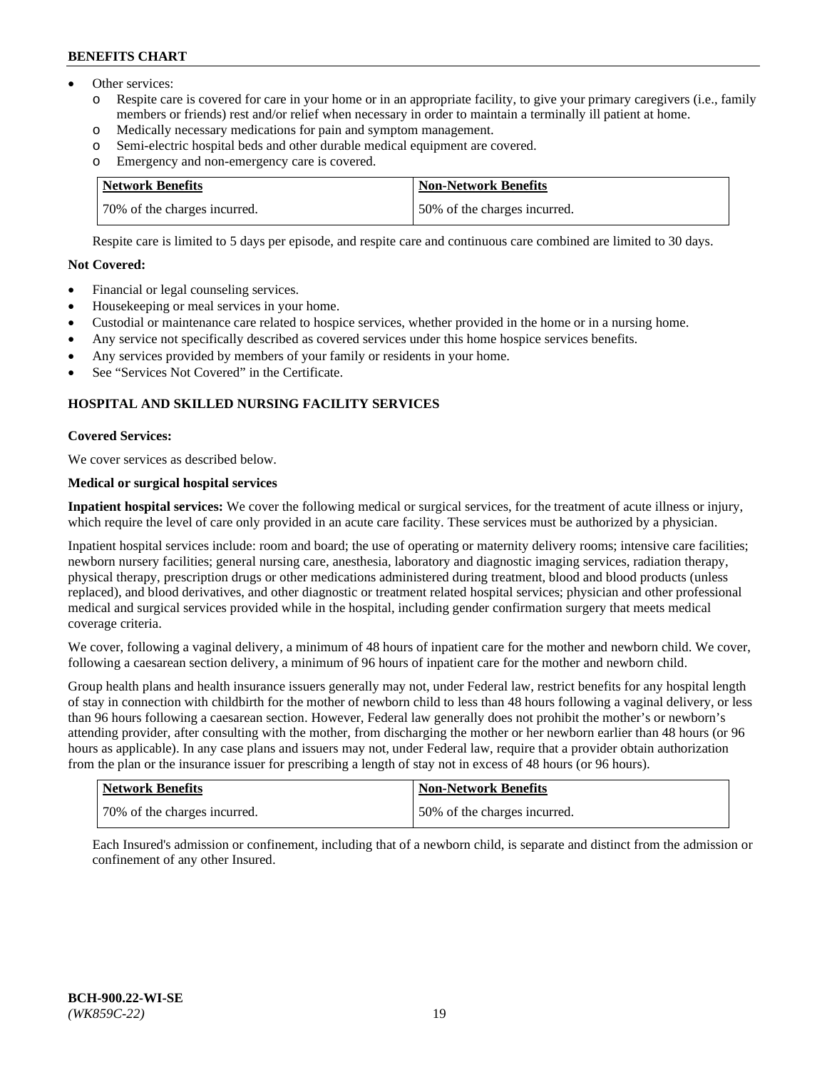- Other services:
  - Respite care is covered for care in your home or in an appropriate facility, to give your primary caregivers (i.e., family members or friends) rest and/or relief when necessary in order to maintain a terminally ill patient at home.
  - Medically necessary medications for pain and symptom management.
  - Semi-electric hospital beds and other durable medical equipment are covered.
  - Emergency and non-emergency care is covered.

| Network Benefits | Non-Network Benefits |
|---|---|
| 70% of the charges incurred. | 50% of the charges incurred. |

Respite care is limited to 5 days per episode, and respite care and continuous care combined are limited to 30 days.

**Not Covered:**

- Financial or legal counseling services.
- Housekeeping or meal services in your home.
- Custodial or maintenance care related to hospice services, whether provided in the home or in a nursing home.
- Any service not specifically described as covered services under this home hospice services benefits.
- Any services provided by members of your family or residents in your home.
- See "Services Not Covered" in the Certificate.

### HOSPITAL AND SKILLED NURSING FACILITY SERVICES

**Covered Services:**

We cover services as described below.

**Medical or surgical hospital services**

**Inpatient hospital services:** We cover the following medical or surgical services, for the treatment of acute illness or injury, which require the level of care only provided in an acute care facility. These services must be authorized by a physician.

Inpatient hospital services include: room and board; the use of operating or maternity delivery rooms; intensive care facilities; newborn nursery facilities; general nursing care, anesthesia, laboratory and diagnostic imaging services, radiation therapy, physical therapy, prescription drugs or other medications administered during treatment, blood and blood products (unless replaced), and blood derivatives, and other diagnostic or treatment related hospital services; physician and other professional medical and surgical services provided while in the hospital, including gender confirmation surgery that meets medical coverage criteria.

We cover, following a vaginal delivery, a minimum of 48 hours of inpatient care for the mother and newborn child. We cover, following a caesarean section delivery, a minimum of 96 hours of inpatient care for the mother and newborn child.

Group health plans and health insurance issuers generally may not, under Federal law, restrict benefits for any hospital length of stay in connection with childbirth for the mother of newborn child to less than 48 hours following a vaginal delivery, or less than 96 hours following a caesarean section. However, Federal law generally does not prohibit the mother's or newborn's attending provider, after consulting with the mother, from discharging the mother or her newborn earlier than 48 hours (or 96 hours as applicable). In any case plans and issuers may not, under Federal law, require that a provider obtain authorization from the plan or the insurance issuer for prescribing a length of stay not in excess of 48 hours (or 96 hours).

| Network Benefits | Non-Network Benefits |
|---|---|
| 70% of the charges incurred. | 50% of the charges incurred. |

Each Insured's admission or confinement, including that of a newborn child, is separate and distinct from the admission or confinement of any other Insured.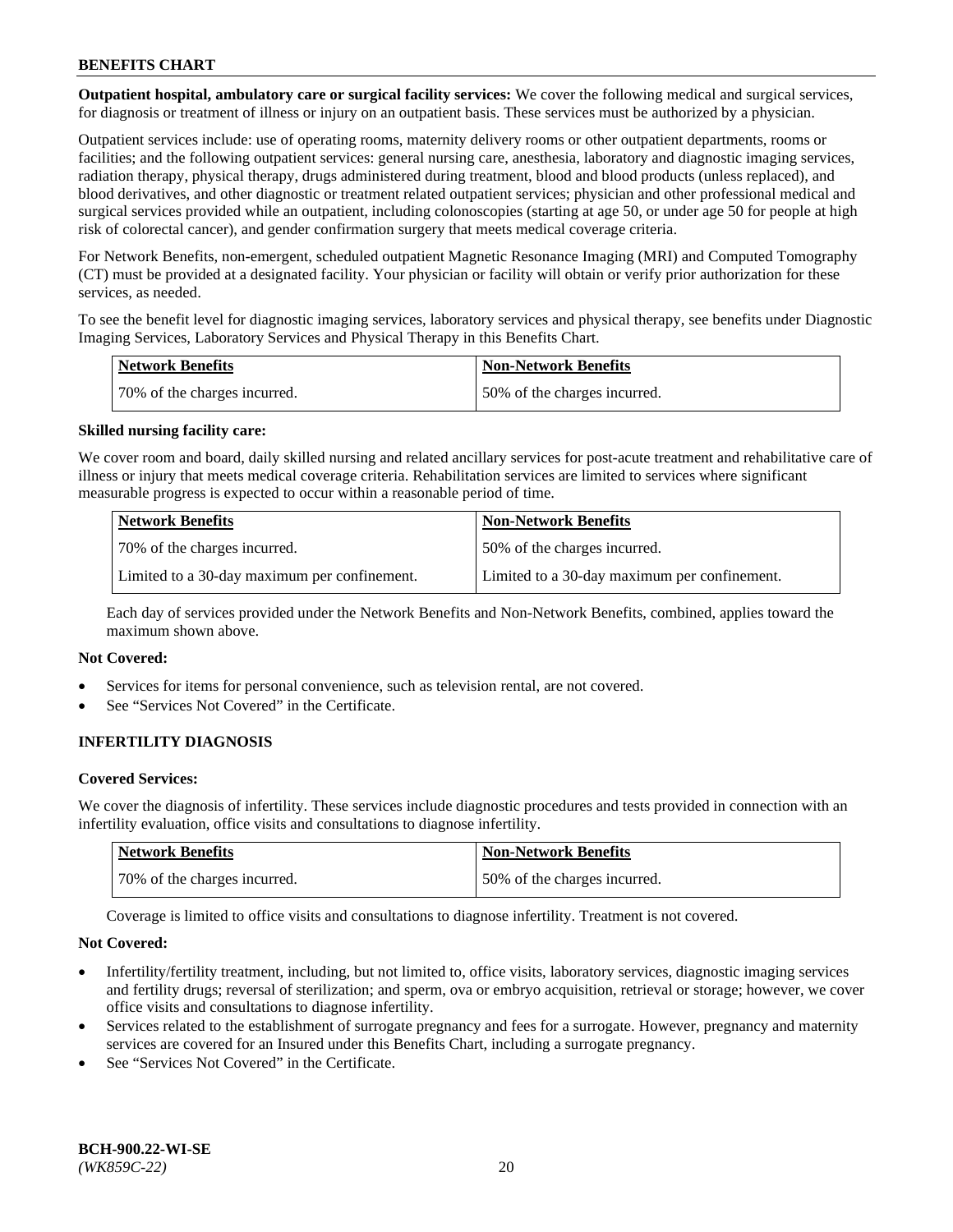**Outpatient hospital, ambulatory care or surgical facility services:** We cover the following medical and surgical services, for diagnosis or treatment of illness or injury on an outpatient basis. These services must be authorized by a physician.

Outpatient services include: use of operating rooms, maternity delivery rooms or other outpatient departments, rooms or facilities; and the following outpatient services: general nursing care, anesthesia, laboratory and diagnostic imaging services, radiation therapy, physical therapy, drugs administered during treatment, blood and blood products (unless replaced), and blood derivatives, and other diagnostic or treatment related outpatient services; physician and other professional medical and surgical services provided while an outpatient, including colonoscopies (starting at age 50, or under age 50 for people at high risk of colorectal cancer), and gender confirmation surgery that meets medical coverage criteria.

For Network Benefits, non-emergent, scheduled outpatient Magnetic Resonance Imaging (MRI) and Computed Tomography (CT) must be provided at a designated facility. Your physician or facility will obtain or verify prior authorization for these services, as needed.

To see the benefit level for diagnostic imaging services, laboratory services and physical therapy, see benefits under Diagnostic Imaging Services, Laboratory Services and Physical Therapy in this Benefits Chart.

| Network Benefits | Non-Network Benefits |
|---|---|
| 70% of the charges incurred. | 50% of the charges incurred. |

**Skilled nursing facility care:**

We cover room and board, daily skilled nursing and related ancillary services for post-acute treatment and rehabilitative care of illness or injury that meets medical coverage criteria. Rehabilitation services are limited to services where significant measurable progress is expected to occur within a reasonable period of time.

| Network Benefits | Non-Network Benefits |
|---|---|
| 70% of the charges incurred. | 50% of the charges incurred. |
| Limited to a 30-day maximum per confinement. | Limited to a 30-day maximum per confinement. |

Each day of services provided under the Network Benefits and Non-Network Benefits, combined, applies toward the maximum shown above.

**Not Covered:**

- Services for items for personal convenience, such as television rental, are not covered.
- See "Services Not Covered" in the Certificate.

## INFERTILITY DIAGNOSIS

**Covered Services:**

We cover the diagnosis of infertility. These services include diagnostic procedures and tests provided in connection with an infertility evaluation, office visits and consultations to diagnose infertility.

| Network Benefits | Non-Network Benefits |
|---|---|
| 70% of the charges incurred. | 50% of the charges incurred. |

Coverage is limited to office visits and consultations to diagnose infertility. Treatment is not covered.

**Not Covered:**

- Infertility/fertility treatment, including, but not limited to, office visits, laboratory services, diagnostic imaging services and fertility drugs; reversal of sterilization; and sperm, ova or embryo acquisition, retrieval or storage; however, we cover office visits and consultations to diagnose infertility.
- Services related to the establishment of surrogate pregnancy and fees for a surrogate. However, pregnancy and maternity services are covered for an Insured under this Benefits Chart, including a surrogate pregnancy.
- See "Services Not Covered" in the Certificate.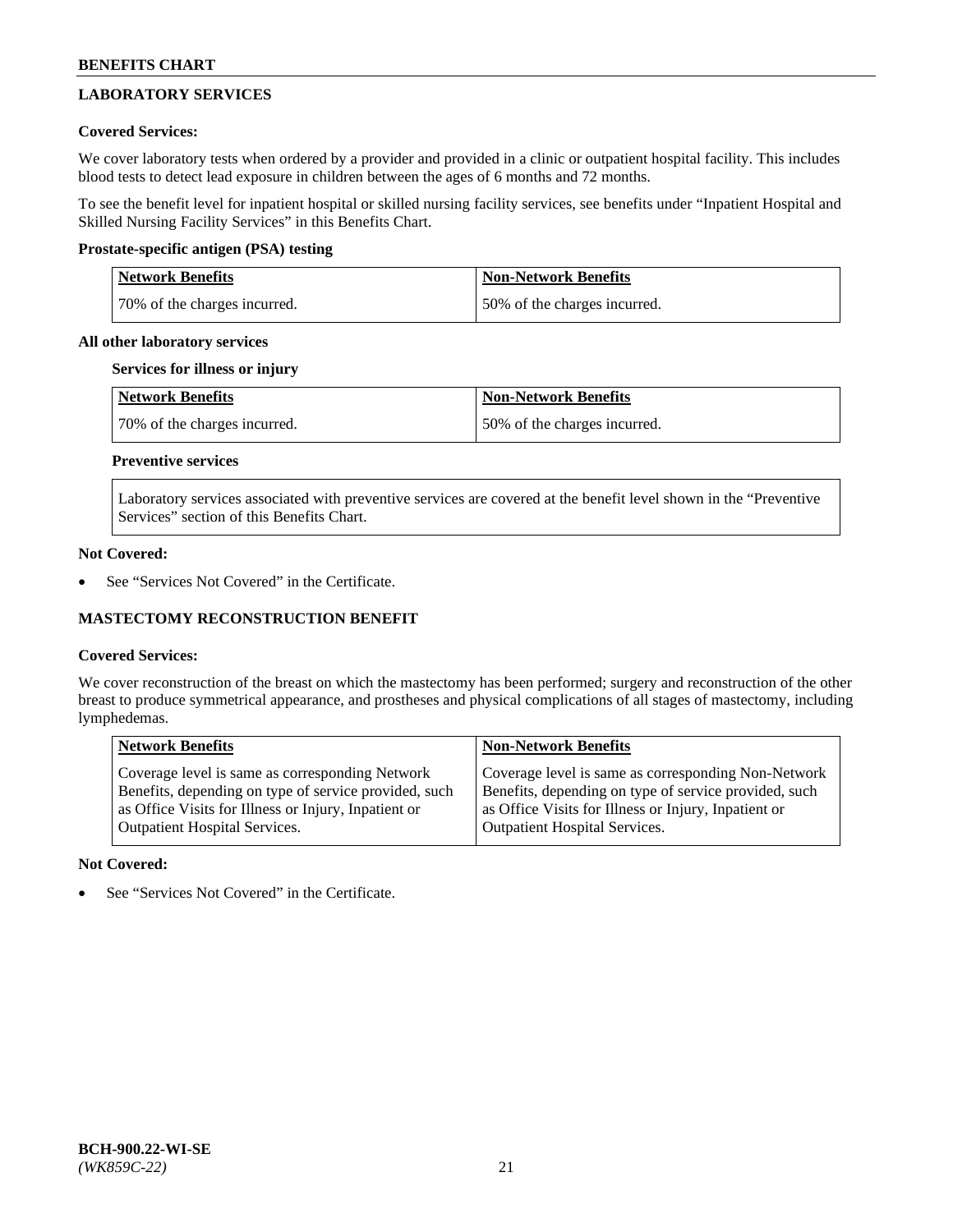## LABORATORY SERVICES

### Covered Services:

We cover laboratory tests when ordered by a provider and provided in a clinic or outpatient hospital facility. This includes blood tests to detect lead exposure in children between the ages of 6 months and 72 months.

To see the benefit level for inpatient hospital or skilled nursing facility services, see benefits under "Inpatient Hospital and Skilled Nursing Facility Services" in this Benefits Chart.

**Prostate-specific antigen (PSA) testing**

| Network Benefits | Non-Network Benefits |
|---|---|
| 70% of the charges incurred. | 50% of the charges incurred. |

**All other laboratory services**

**Services for illness or injury**

| Network Benefits | Non-Network Benefits |
|---|---|
| 70% of the charges incurred. | 50% of the charges incurred. |

**Preventive services**

| Laboratory services associated with preventive services are covered at the benefit level shown in the "Preventive Services" section of this Benefits Chart. |
|---|

### Not Covered:

- See "Services Not Covered" in the Certificate.

## MASTECTOMY RECONSTRUCTION BENEFIT

### Covered Services:

We cover reconstruction of the breast on which the mastectomy has been performed; surgery and reconstruction of the other breast to produce symmetrical appearance, and prostheses and physical complications of all stages of mastectomy, including lymphedemas.

| Network Benefits | Non-Network Benefits |
|---|---|
| Coverage level is same as corresponding Network Benefits, depending on type of service provided, such as Office Visits for Illness or Injury, Inpatient or Outpatient Hospital Services. | Coverage level is same as corresponding Non-Network Benefits, depending on type of service provided, such as Office Visits for Illness or Injury, Inpatient or Outpatient Hospital Services. |

### Not Covered:

- See "Services Not Covered" in the Certificate.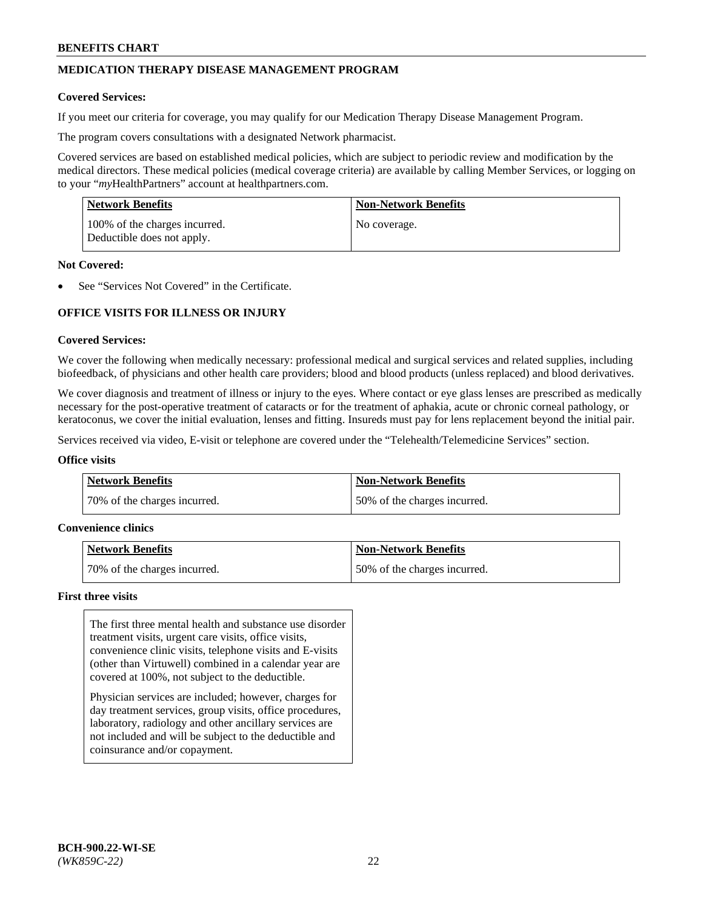## MEDICATION THERAPY DISEASE MANAGEMENT PROGRAM

**Covered Services:**

If you meet our criteria for coverage, you may qualify for our Medication Therapy Disease Management Program.

The program covers consultations with a designated Network pharmacist.

Covered services are based on established medical policies, which are subject to periodic review and modification by the medical directors. These medical policies (medical coverage criteria) are available by calling Member Services, or logging on to your "*my*HealthPartners" account at healthpartners.com.

| Network Benefits | Non-Network Benefits |
|---|---|
| 100% of the charges incurred. Deductible does not apply. | No coverage. |

**Not Covered:**

- See "Services Not Covered" in the Certificate.

## OFFICE VISITS FOR ILLNESS OR INJURY

**Covered Services:**

We cover the following when medically necessary: professional medical and surgical services and related supplies, including biofeedback, of physicians and other health care providers; blood and blood products (unless replaced) and blood derivatives.

We cover diagnosis and treatment of illness or injury to the eyes. Where contact or eye glass lenses are prescribed as medically necessary for the post-operative treatment of cataracts or for the treatment of aphakia, acute or chronic corneal pathology, or keratoconus, we cover the initial evaluation, lenses and fitting. Insureds must pay for lens replacement beyond the initial pair.

Services received via video, E-visit or telephone are covered under the "Telehealth/Telemedicine Services" section.

**Office visits**

| Network Benefits | Non-Network Benefits |
|---|---|
| 70% of the charges incurred. | 50% of the charges incurred. |

**Convenience clinics**

| Network Benefits | Non-Network Benefits |
|---|---|
| 70% of the charges incurred. | 50% of the charges incurred. |

**First three visits**

The first three mental health and substance use disorder treatment visits, urgent care visits, office visits, convenience clinic visits, telephone visits and E-visits (other than Virtuwell) combined in a calendar year are covered at 100%, not subject to the deductible.

Physician services are included; however, charges for day treatment services, group visits, office procedures, laboratory, radiology and other ancillary services are not included and will be subject to the deductible and coinsurance and/or copayment.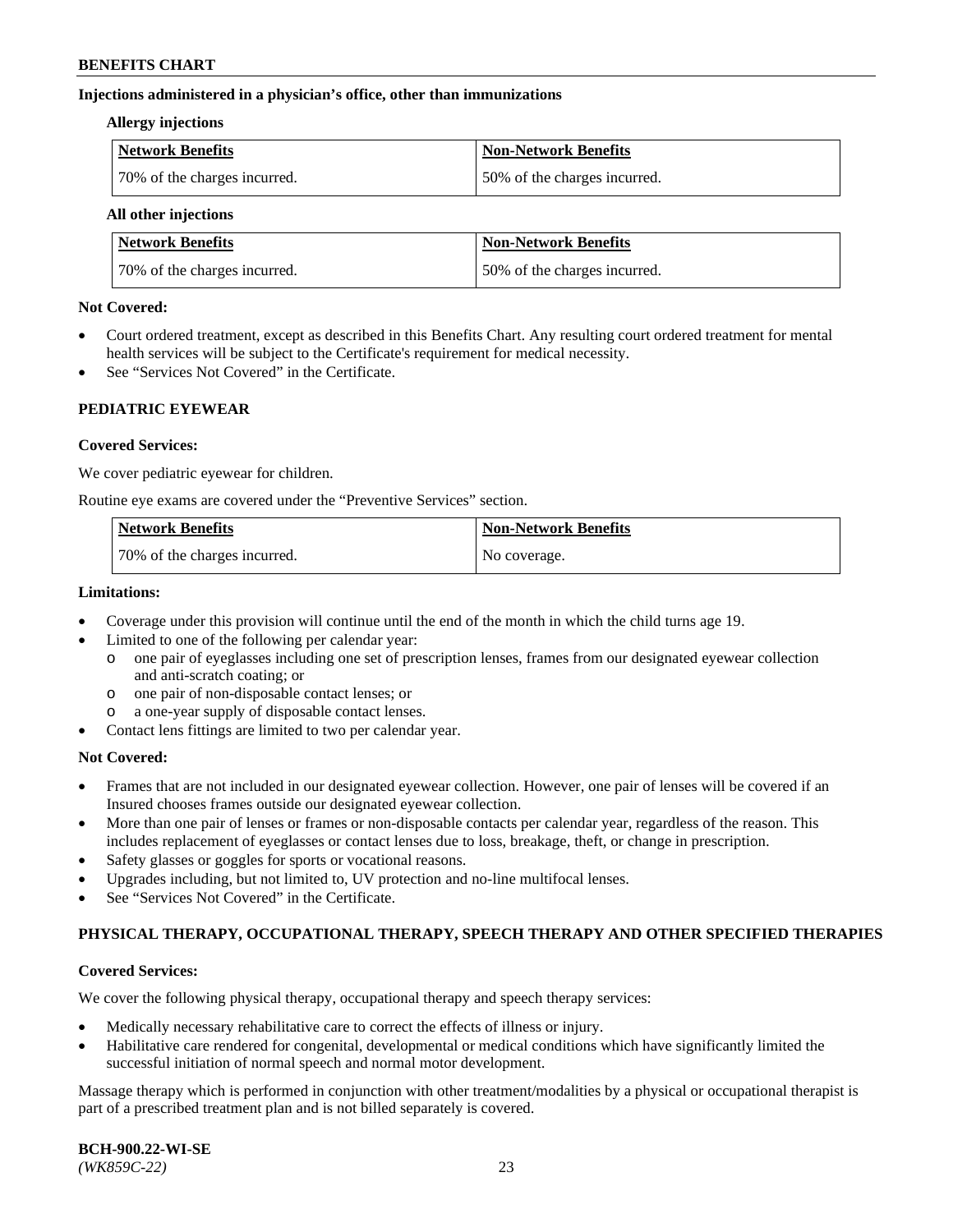**Injections administered in a physician's office, other than immunizations**

**Allergy injections**

| Network Benefits | Non-Network Benefits |
|---|---|
| 70% of the charges incurred. | 50% of the charges incurred. |

**All other injections**

| Network Benefits | Non-Network Benefits |
|---|---|
| 70% of the charges incurred. | 50% of the charges incurred. |

**Not Covered:**

- Court ordered treatment, except as described in this Benefits Chart. Any resulting court ordered treatment for mental health services will be subject to the Certificate's requirement for medical necessity.
- See "Services Not Covered" in the Certificate.

## PEDIATRIC EYEWEAR

**Covered Services:**

We cover pediatric eyewear for children.

Routine eye exams are covered under the "Preventive Services" section.

| Network Benefits | Non-Network Benefits |
|---|---|
| 70% of the charges incurred. | No coverage. |

**Limitations:**

- Coverage under this provision will continue until the end of the month in which the child turns age 19.
- Limited to one of the following per calendar year:
  - one pair of eyeglasses including one set of prescription lenses, frames from our designated eyewear collection and anti-scratch coating; or
  - one pair of non-disposable contact lenses; or
  - a one-year supply of disposable contact lenses.
- Contact lens fittings are limited to two per calendar year.

**Not Covered:**

- Frames that are not included in our designated eyewear collection. However, one pair of lenses will be covered if an Insured chooses frames outside our designated eyewear collection.
- More than one pair of lenses or frames or non-disposable contacts per calendar year, regardless of the reason. This includes replacement of eyeglasses or contact lenses due to loss, breakage, theft, or change in prescription.
- Safety glasses or goggles for sports or vocational reasons.
- Upgrades including, but not limited to, UV protection and no-line multifocal lenses.
- See "Services Not Covered" in the Certificate.

## PHYSICAL THERAPY, OCCUPATIONAL THERAPY, SPEECH THERAPY AND OTHER SPECIFIED THERAPIES

**Covered Services:**

We cover the following physical therapy, occupational therapy and speech therapy services:

- Medically necessary rehabilitative care to correct the effects of illness or injury.
- Habilitative care rendered for congenital, developmental or medical conditions which have significantly limited the successful initiation of normal speech and normal motor development.

Massage therapy which is performed in conjunction with other treatment/modalities by a physical or occupational therapist is part of a prescribed treatment plan and is not billed separately is covered.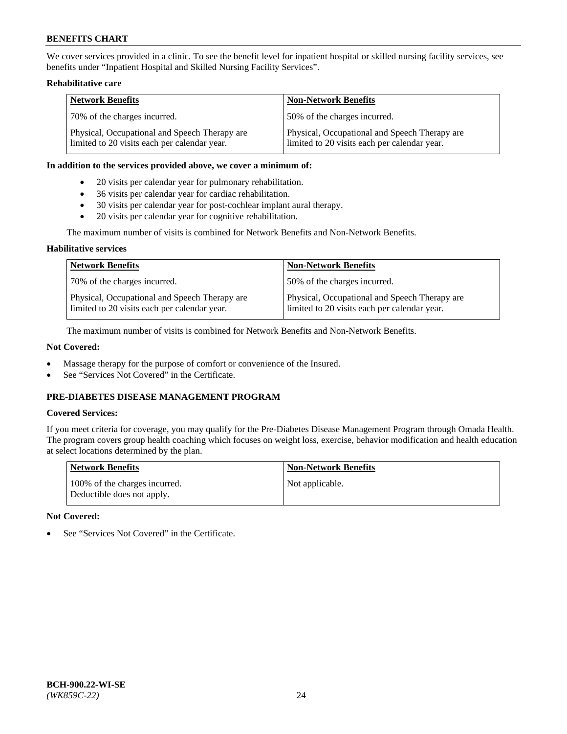We cover services provided in a clinic. To see the benefit level for inpatient hospital or skilled nursing facility services, see benefits under "Inpatient Hospital and Skilled Nursing Facility Services".

**Rehabilitative care**

| Network Benefits | Non-Network Benefits |
|---|---|
| 70% of the charges incurred. | 50% of the charges incurred. |
| Physical, Occupational and Speech Therapy are limited to 20 visits each per calendar year. | Physical, Occupational and Speech Therapy are limited to 20 visits each per calendar year. |

**In addition to the services provided above, we cover a minimum of:**

- 20 visits per calendar year for pulmonary rehabilitation.
- 36 visits per calendar year for cardiac rehabilitation.
- 30 visits per calendar year for post-cochlear implant aural therapy.
- 20 visits per calendar year for cognitive rehabilitation.

The maximum number of visits is combined for Network Benefits and Non-Network Benefits.

**Habilitative services**

| Network Benefits | Non-Network Benefits |
|---|---|
| 70% of the charges incurred. | 50% of the charges incurred. |
| Physical, Occupational and Speech Therapy are limited to 20 visits each per calendar year. | Physical, Occupational and Speech Therapy are limited to 20 visits each per calendar year. |

The maximum number of visits is combined for Network Benefits and Non-Network Benefits.

**Not Covered:**

- Massage therapy for the purpose of comfort or convenience of the Insured.
- See "Services Not Covered" in the Certificate.

### PRE-DIABETES DISEASE MANAGEMENT PROGRAM

**Covered Services:**

If you meet criteria for coverage, you may qualify for the Pre-Diabetes Disease Management Program through Omada Health. The program covers group health coaching which focuses on weight loss, exercise, behavior modification and health education at select locations determined by the plan.

| Network Benefits | Non-Network Benefits |
|---|---|
| 100% of the charges incurred. Deductible does not apply. | Not applicable. |

**Not Covered:**

- See "Services Not Covered" in the Certificate.

BCH-900.22-WI-SE
*(WK859C-22)*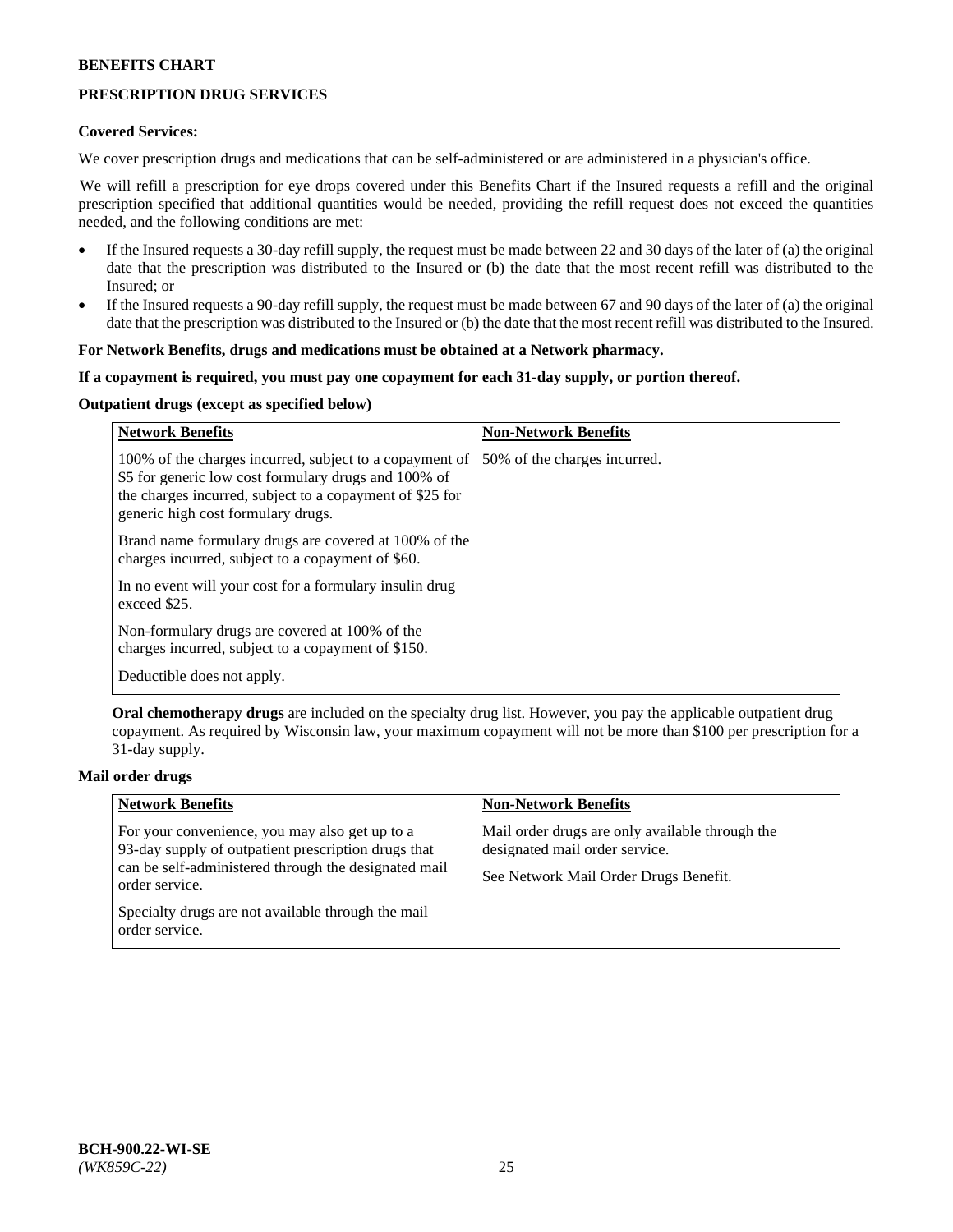## PRESCRIPTION DRUG SERVICES

**Covered Services:**

We cover prescription drugs and medications that can be self-administered or are administered in a physician's office.

We will refill a prescription for eye drops covered under this Benefits Chart if the Insured requests a refill and the original prescription specified that additional quantities would be needed, providing the refill request does not exceed the quantities needed, and the following conditions are met:

- If the Insured requests a 30-day refill supply, the request must be made between 22 and 30 days of the later of (a) the original date that the prescription was distributed to the Insured or (b) the date that the most recent refill was distributed to the Insured; or
- If the Insured requests a 90-day refill supply, the request must be made between 67 and 90 days of the later of (a) the original date that the prescription was distributed to the Insured or (b) the date that the most recent refill was distributed to the Insured.

**For Network Benefits, drugs and medications must be obtained at a Network pharmacy.**

**If a copayment is required, you must pay one copayment for each 31-day supply, or portion thereof.**

**Outpatient drugs (except as specified below)**

| Network Benefits | Non-Network Benefits |
|---|---|
| 100% of the charges incurred, subject to a copayment of $5 for generic low cost formulary drugs and 100% of the charges incurred, subject to a copayment of $25 for generic high cost formulary drugs.<br><br>Brand name formulary drugs are covered at 100% of the charges incurred, subject to a copayment of $60.<br><br>In no event will your cost for a formulary insulin drug exceed $25.<br><br>Non-formulary drugs are covered at 100% of the charges incurred, subject to a copayment of $150.<br><br>Deductible does not apply. | 50% of the charges incurred. |

**Oral chemotherapy drugs** are included on the specialty drug list. However, you pay the applicable outpatient drug copayment. As required by Wisconsin law, your maximum copayment will not be more than $100 per prescription for a 31-day supply.

**Mail order drugs**

| Network Benefits | Non-Network Benefits |
|---|---|
| For your convenience, you may also get up to a 93-day supply of outpatient prescription drugs that can be self-administered through the designated mail order service.<br><br>Specialty drugs are not available through the mail order service. | Mail order drugs are only available through the designated mail order service.<br><br>See Network Mail Order Drugs Benefit. |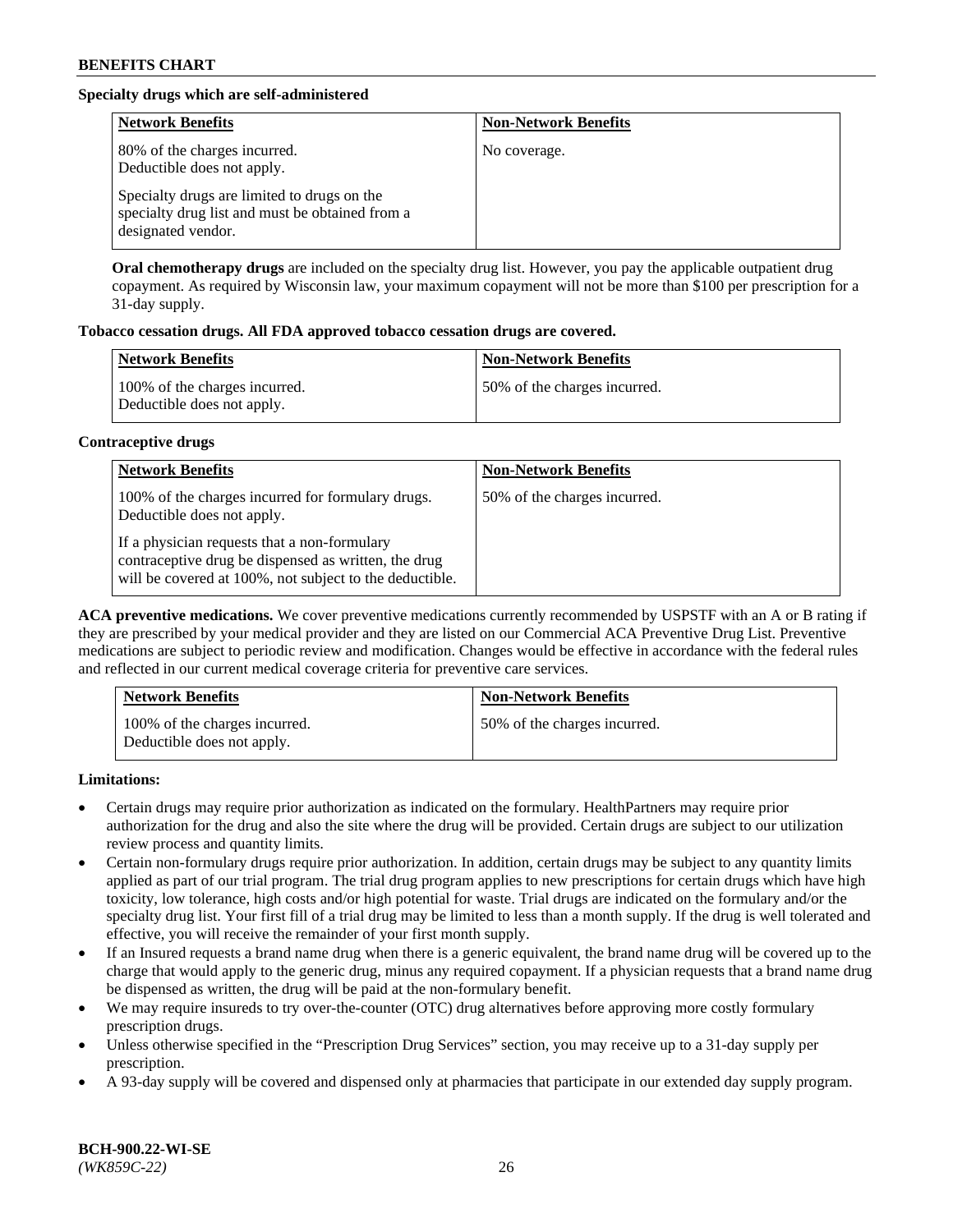**Specialty drugs which are self-administered**

| Network Benefits | Non-Network Benefits |
|---|---|
| 80% of the charges incurred. Deductible does not apply.<br><br>Specialty drugs are limited to drugs on the specialty drug list and must be obtained from a designated vendor. | No coverage. |

**Oral chemotherapy drugs** are included on the specialty drug list. However, you pay the applicable outpatient drug copayment. As required by Wisconsin law, your maximum copayment will not be more than $100 per prescription for a 31-day supply.

**Tobacco cessation drugs. All FDA approved tobacco cessation drugs are covered.**

| Network Benefits | Non-Network Benefits |
|---|---|
| 100% of the charges incurred. Deductible does not apply. | 50% of the charges incurred. |

**Contraceptive drugs**

| Network Benefits | Non-Network Benefits |
|---|---|
| 100% of the charges incurred for formulary drugs. Deductible does not apply.<br><br>If a physician requests that a non-formulary contraceptive drug be dispensed as written, the drug will be covered at 100%, not subject to the deductible. | 50% of the charges incurred. |

**ACA preventive medications.** We cover preventive medications currently recommended by USPSTF with an A or B rating if they are prescribed by your medical provider and they are listed on our Commercial ACA Preventive Drug List. Preventive medications are subject to periodic review and modification. Changes would be effective in accordance with the federal rules and reflected in our current medical coverage criteria for preventive care services.

| Network Benefits | Non-Network Benefits |
|---|---|
| 100% of the charges incurred. Deductible does not apply. | 50% of the charges incurred. |

**Limitations:**

- Certain drugs may require prior authorization as indicated on the formulary. HealthPartners may require prior authorization for the drug and also the site where the drug will be provided. Certain drugs are subject to our utilization review process and quantity limits.
- Certain non-formulary drugs require prior authorization. In addition, certain drugs may be subject to any quantity limits applied as part of our trial program. The trial drug program applies to new prescriptions for certain drugs which have high toxicity, low tolerance, high costs and/or high potential for waste. Trial drugs are indicated on the formulary and/or the specialty drug list. Your first fill of a trial drug may be limited to less than a month supply. If the drug is well tolerated and effective, you will receive the remainder of your first month supply.
- If an Insured requests a brand name drug when there is a generic equivalent, the brand name drug will be covered up to the charge that would apply to the generic drug, minus any required copayment. If a physician requests that a brand name drug be dispensed as written, the drug will be paid at the non-formulary benefit.
- We may require insureds to try over-the-counter (OTC) drug alternatives before approving more costly formulary prescription drugs.
- Unless otherwise specified in the "Prescription Drug Services" section, you may receive up to a 31-day supply per prescription.
- A 93-day supply will be covered and dispensed only at pharmacies that participate in our extended day supply program.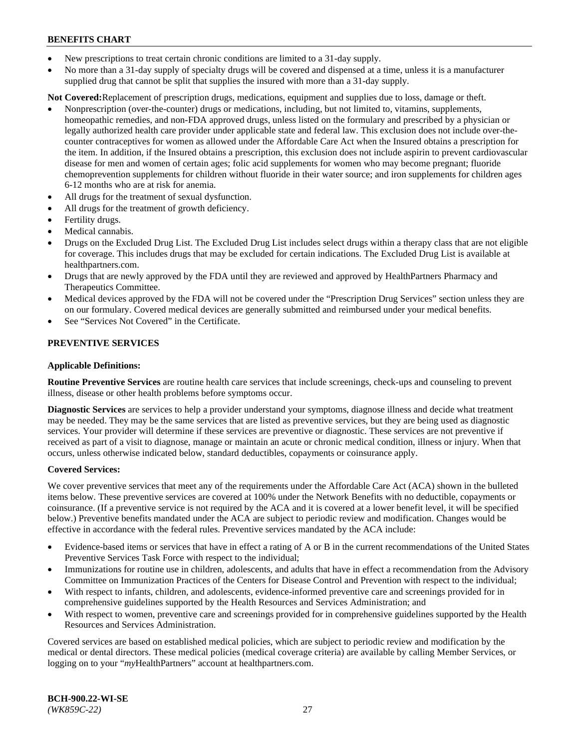- New prescriptions to treat certain chronic conditions are limited to a 31-day supply.
- No more than a 31-day supply of specialty drugs will be covered and dispensed at a time, unless it is a manufacturer supplied drug that cannot be split that supplies the insured with more than a 31-day supply.

**Not Covered:** Replacement of prescription drugs, medications, equipment and supplies due to loss, damage or theft.

- Nonprescription (over-the-counter) drugs or medications, including, but not limited to, vitamins, supplements, homeopathic remedies, and non-FDA approved drugs, unless listed on the formulary and prescribed by a physician or legally authorized health care provider under applicable state and federal law. This exclusion does not include over-the-counter contraceptives for women as allowed under the Affordable Care Act when the Insured obtains a prescription for the item. In addition, if the Insured obtains a prescription, this exclusion does not include aspirin to prevent cardiovascular disease for men and women of certain ages; folic acid supplements for women who may become pregnant; fluoride chemoprevention supplements for children without fluoride in their water source; and iron supplements for children ages 6-12 months who are at risk for anemia.
- All drugs for the treatment of sexual dysfunction.
- All drugs for the treatment of growth deficiency.
- Fertility drugs.
- Medical cannabis.
- Drugs on the Excluded Drug List. The Excluded Drug List includes select drugs within a therapy class that are not eligible for coverage. This includes drugs that may be excluded for certain indications. The Excluded Drug List is available at healthpartners.com.
- Drugs that are newly approved by the FDA until they are reviewed and approved by HealthPartners Pharmacy and Therapeutics Committee.
- Medical devices approved by the FDA will not be covered under the "Prescription Drug Services" section unless they are on our formulary. Covered medical devices are generally submitted and reimbursed under your medical benefits.
- See "Services Not Covered" in the Certificate.

## PREVENTIVE SERVICES

### Applicable Definitions:

**Routine Preventive Services** are routine health care services that include screenings, check-ups and counseling to prevent illness, disease or other health problems before symptoms occur.

**Diagnostic Services** are services to help a provider understand your symptoms, diagnose illness and decide what treatment may be needed. They may be the same services that are listed as preventive services, but they are being used as diagnostic services. Your provider will determine if these services are preventive or diagnostic. These services are not preventive if received as part of a visit to diagnose, manage or maintain an acute or chronic medical condition, illness or injury. When that occurs, unless otherwise indicated below, standard deductibles, copayments or coinsurance apply.

### Covered Services:

We cover preventive services that meet any of the requirements under the Affordable Care Act (ACA) shown in the bulleted items below. These preventive services are covered at 100% under the Network Benefits with no deductible, copayments or coinsurance. (If a preventive service is not required by the ACA and it is covered at a lower benefit level, it will be specified below.) Preventive benefits mandated under the ACA are subject to periodic review and modification. Changes would be effective in accordance with the federal rules. Preventive services mandated by the ACA include:

- Evidence-based items or services that have in effect a rating of A or B in the current recommendations of the United States Preventive Services Task Force with respect to the individual;
- Immunizations for routine use in children, adolescents, and adults that have in effect a recommendation from the Advisory Committee on Immunization Practices of the Centers for Disease Control and Prevention with respect to the individual;
- With respect to infants, children, and adolescents, evidence-informed preventive care and screenings provided for in comprehensive guidelines supported by the Health Resources and Services Administration; and
- With respect to women, preventive care and screenings provided for in comprehensive guidelines supported by the Health Resources and Services Administration.

Covered services are based on established medical policies, which are subject to periodic review and modification by the medical or dental directors. These medical policies (medical coverage criteria) are available by calling Member Services, or logging on to your "*my*HealthPartners" account at healthpartners.com.

**BCH-900.22-WI-SE**
*(WK859C-22)*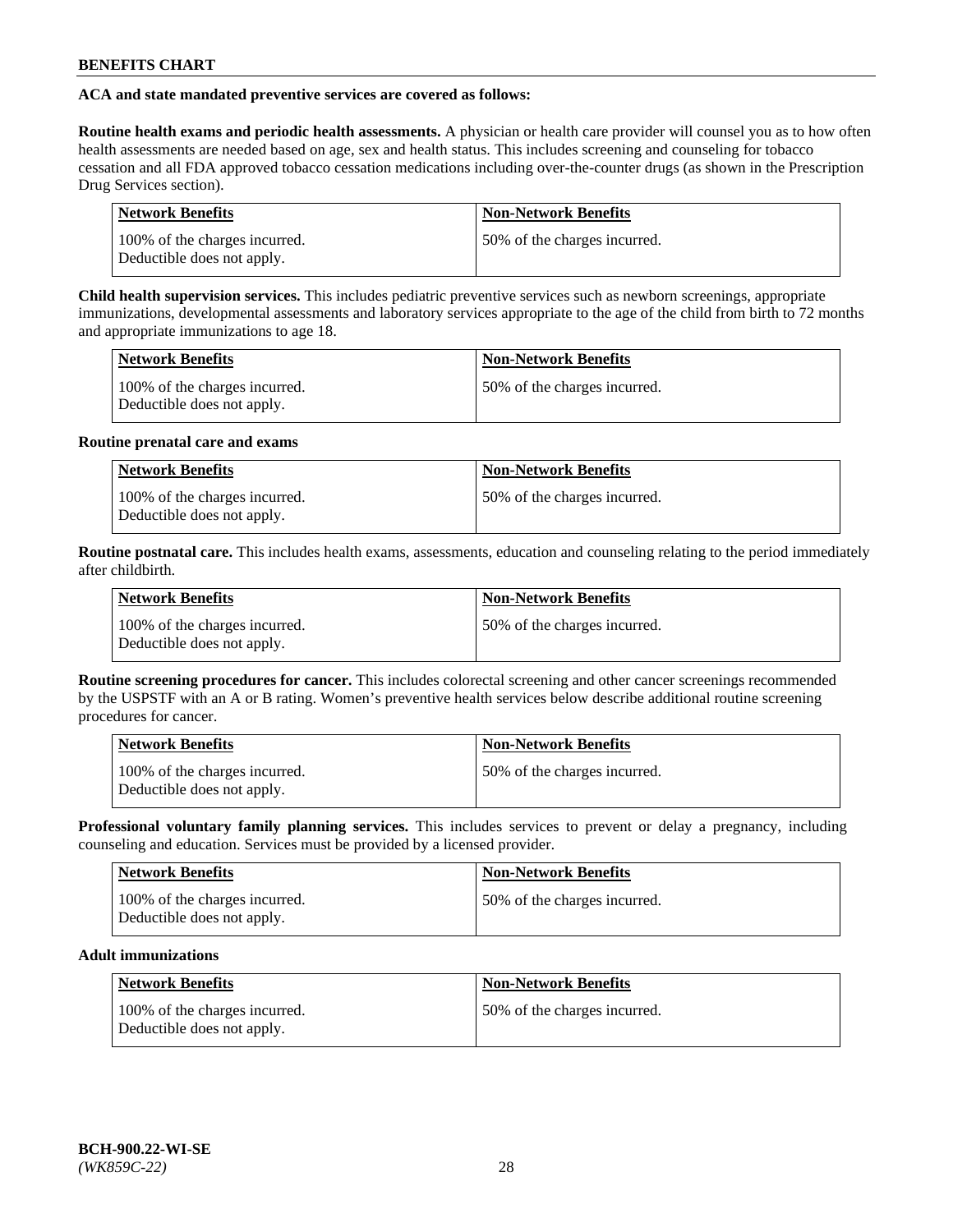**ACA and state mandated preventive services are covered as follows:**

**Routine health exams and periodic health assessments.** A physician or health care provider will counsel you as to how often health assessments are needed based on age, sex and health status. This includes screening and counseling for tobacco cessation and all FDA approved tobacco cessation medications including over-the-counter drugs (as shown in the Prescription Drug Services section).

| Network Benefits | Non-Network Benefits |
|---|---|
| 100% of the charges incurred. Deductible does not apply. | 50% of the charges incurred. |

**Child health supervision services.** This includes pediatric preventive services such as newborn screenings, appropriate immunizations, developmental assessments and laboratory services appropriate to the age of the child from birth to 72 months and appropriate immunizations to age 18.

| Network Benefits | Non-Network Benefits |
|---|---|
| 100% of the charges incurred. Deductible does not apply. | 50% of the charges incurred. |

**Routine prenatal care and exams**

| Network Benefits | Non-Network Benefits |
|---|---|
| 100% of the charges incurred. Deductible does not apply. | 50% of the charges incurred. |

**Routine postnatal care.** This includes health exams, assessments, education and counseling relating to the period immediately after childbirth.

| Network Benefits | Non-Network Benefits |
|---|---|
| 100% of the charges incurred. Deductible does not apply. | 50% of the charges incurred. |

**Routine screening procedures for cancer.** This includes colorectal screening and other cancer screenings recommended by the USPSTF with an A or B rating. Women's preventive health services below describe additional routine screening procedures for cancer.

| Network Benefits | Non-Network Benefits |
|---|---|
| 100% of the charges incurred. Deductible does not apply. | 50% of the charges incurred. |

**Professional voluntary family planning services.** This includes services to prevent or delay a pregnancy, including counseling and education. Services must be provided by a licensed provider.

| Network Benefits | Non-Network Benefits |
|---|---|
| 100% of the charges incurred. Deductible does not apply. | 50% of the charges incurred. |

**Adult immunizations**

| Network Benefits | Non-Network Benefits |
|---|---|
| 100% of the charges incurred. Deductible does not apply. | 50% of the charges incurred. |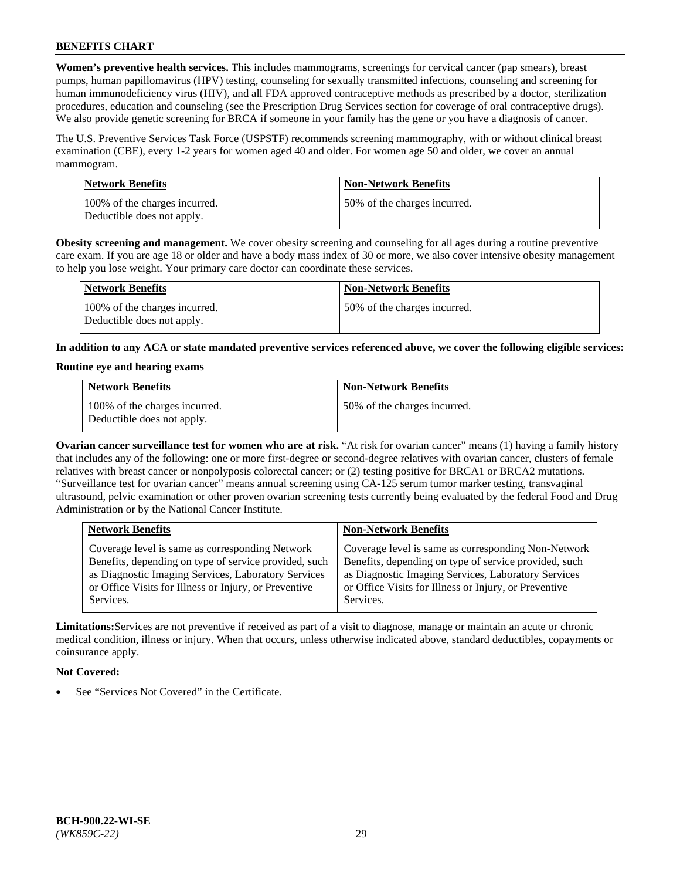**Women's preventive health services.** This includes mammograms, screenings for cervical cancer (pap smears), breast pumps, human papillomavirus (HPV) testing, counseling for sexually transmitted infections, counseling and screening for human immunodeficiency virus (HIV), and all FDA approved contraceptive methods as prescribed by a doctor, sterilization procedures, education and counseling (see the Prescription Drug Services section for coverage of oral contraceptive drugs). We also provide genetic screening for BRCA if someone in your family has the gene or you have a diagnosis of cancer.

The U.S. Preventive Services Task Force (USPSTF) recommends screening mammography, with or without clinical breast examination (CBE), every 1-2 years for women aged 40 and older. For women age 50 and older, we cover an annual mammogram.

| Network Benefits | Non-Network Benefits |
|---|---|
| 100% of the charges incurred. Deductible does not apply. | 50% of the charges incurred. |

**Obesity screening and management.** We cover obesity screening and counseling for all ages during a routine preventive care exam. If you are age 18 or older and have a body mass index of 30 or more, we also cover intensive obesity management to help you lose weight. Your primary care doctor can coordinate these services.

| Network Benefits | Non-Network Benefits |
|---|---|
| 100% of the charges incurred. Deductible does not apply. | 50% of the charges incurred. |

**In addition to any ACA or state mandated preventive services referenced above, we cover the following eligible services:**

**Routine eye and hearing exams**

| Network Benefits | Non-Network Benefits |
|---|---|
| 100% of the charges incurred. Deductible does not apply. | 50% of the charges incurred. |

**Ovarian cancer surveillance test for women who are at risk.** "At risk for ovarian cancer" means (1) having a family history that includes any of the following: one or more first-degree or second-degree relatives with ovarian cancer, clusters of female relatives with breast cancer or nonpolyposis colorectal cancer; or (2) testing positive for BRCA1 or BRCA2 mutations. "Surveillance test for ovarian cancer" means annual screening using CA-125 serum tumor marker testing, transvaginal ultrasound, pelvic examination or other proven ovarian screening tests currently being evaluated by the federal Food and Drug Administration or by the National Cancer Institute.

| Network Benefits | Non-Network Benefits |
|---|---|
| Coverage level is same as corresponding Network Benefits, depending on type of service provided, such as Diagnostic Imaging Services, Laboratory Services or Office Visits for Illness or Injury, or Preventive Services. | Coverage level is same as corresponding Non-Network Benefits, depending on type of service provided, such as Diagnostic Imaging Services, Laboratory Services or Office Visits for Illness or Injury, or Preventive Services. |

**Limitations:** Services are not preventive if received as part of a visit to diagnose, manage or maintain an acute or chronic medical condition, illness or injury. When that occurs, unless otherwise indicated above, standard deductibles, copayments or coinsurance apply.

**Not Covered:**

- See "Services Not Covered" in the Certificate.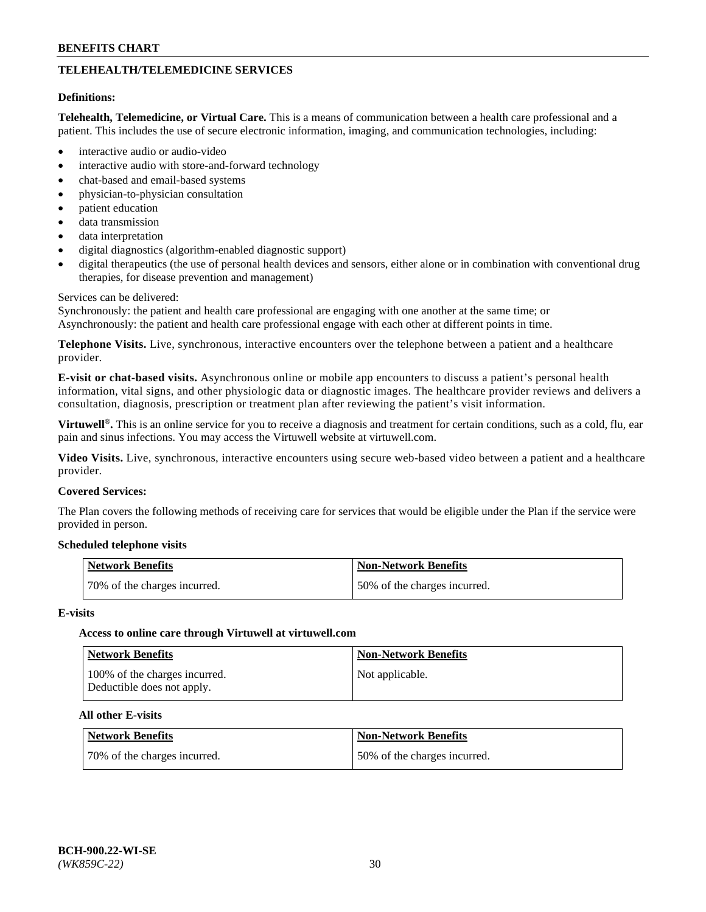## TELEHEALTH/TELEMEDICINE SERVICES

**Definitions:**

**Telehealth, Telemedicine, or Virtual Care.** This is a means of communication between a health care professional and a patient. This includes the use of secure electronic information, imaging, and communication technologies, including:

- interactive audio or audio-video
- interactive audio with store-and-forward technology
- chat-based and email-based systems
- physician-to-physician consultation
- patient education
- data transmission
- data interpretation
- digital diagnostics (algorithm-enabled diagnostic support)
- digital therapeutics (the use of personal health devices and sensors, either alone or in combination with conventional drug therapies, for disease prevention and management)

Services can be delivered:
Synchronously: the patient and health care professional are engaging with one another at the same time; or
Asynchronously: the patient and health care professional engage with each other at different points in time.

**Telephone Visits.** Live, synchronous, interactive encounters over the telephone between a patient and a healthcare provider.

**E-visit or chat-based visits.** Asynchronous online or mobile app encounters to discuss a patient's personal health information, vital signs, and other physiologic data or diagnostic images. The healthcare provider reviews and delivers a consultation, diagnosis, prescription or treatment plan after reviewing the patient's visit information.

**Virtuwell®.** This is an online service for you to receive a diagnosis and treatment for certain conditions, such as a cold, flu, ear pain and sinus infections. You may access the Virtuwell website at virtuwell.com.

**Video Visits.** Live, synchronous, interactive encounters using secure web-based video between a patient and a healthcare provider.

**Covered Services:**

The Plan covers the following methods of receiving care for services that would be eligible under the Plan if the service were provided in person.

**Scheduled telephone visits**

| Network Benefits | Non-Network Benefits |
|---|---|
| 70% of the charges incurred. | 50% of the charges incurred. |

**E-visits**

**Access to online care through Virtuwell at virtuwell.com**

| Network Benefits | Non-Network Benefits |
|---|---|
| 100% of the charges incurred. Deductible does not apply. | Not applicable. |

**All other E-visits**

| Network Benefits | Non-Network Benefits |
|---|---|
| 70% of the charges incurred. | 50% of the charges incurred. |

BCH-900.22-WI-SE
*(WK859C-22)*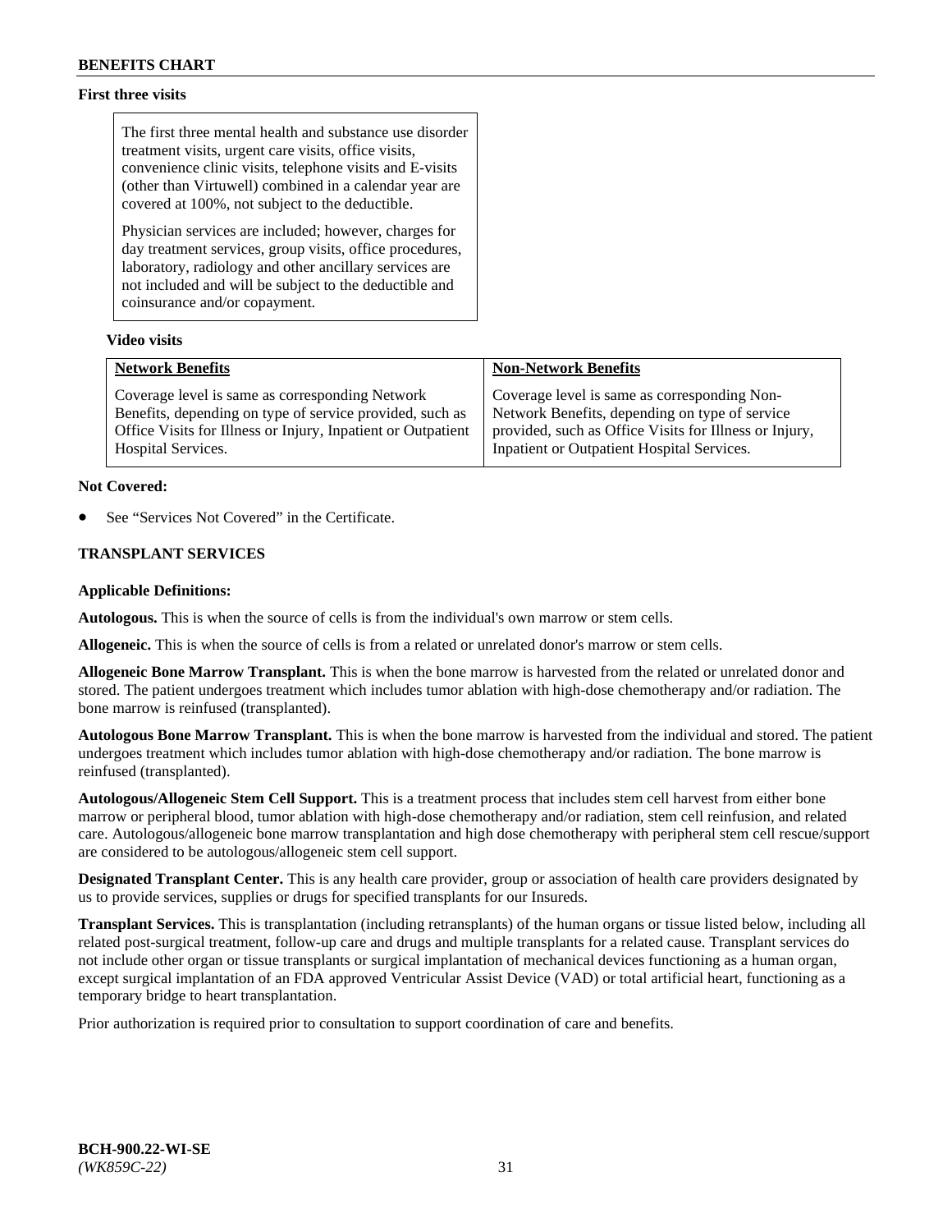**First three visits**

The first three mental health and substance use disorder treatment visits, urgent care visits, office visits, convenience clinic visits, telephone visits and E-visits (other than Virtuwell) combined in a calendar year are covered at 100%, not subject to the deductible.

Physician services are included; however, charges for day treatment services, group visits, office procedures, laboratory, radiology and other ancillary services are not included and will be subject to the deductible and coinsurance and/or copayment.

**Video visits**

| Network Benefits | Non-Network Benefits |
|---|---|
| Coverage level is same as corresponding Network Benefits, depending on type of service provided, such as Office Visits for Illness or Injury, Inpatient or Outpatient Hospital Services. | Coverage level is same as corresponding Non-Network Benefits, depending on type of service provided, such as Office Visits for Illness or Injury, Inpatient or Outpatient Hospital Services. |

**Not Covered:**

- See "Services Not Covered" in the Certificate.

**TRANSPLANT SERVICES**

**Applicable Definitions:**

**Autologous.** This is when the source of cells is from the individual's own marrow or stem cells.

**Allogeneic.** This is when the source of cells is from a related or unrelated donor's marrow or stem cells.

**Allogeneic Bone Marrow Transplant.** This is when the bone marrow is harvested from the related or unrelated donor and stored. The patient undergoes treatment which includes tumor ablation with high-dose chemotherapy and/or radiation. The bone marrow is reinfused (transplanted).

**Autologous Bone Marrow Transplant.** This is when the bone marrow is harvested from the individual and stored. The patient undergoes treatment which includes tumor ablation with high-dose chemotherapy and/or radiation. The bone marrow is reinfused (transplanted).

**Autologous/Allogeneic Stem Cell Support.** This is a treatment process that includes stem cell harvest from either bone marrow or peripheral blood, tumor ablation with high-dose chemotherapy and/or radiation, stem cell reinfusion, and related care. Autologous/allogeneic bone marrow transplantation and high dose chemotherapy with peripheral stem cell rescue/support are considered to be autologous/allogeneic stem cell support.

**Designated Transplant Center.** This is any health care provider, group or association of health care providers designated by us to provide services, supplies or drugs for specified transplants for our Insureds.

**Transplant Services.** This is transplantation (including retransplants) of the human organs or tissue listed below, including all related post-surgical treatment, follow-up care and drugs and multiple transplants for a related cause. Transplant services do not include other organ or tissue transplants or surgical implantation of mechanical devices functioning as a human organ, except surgical implantation of an FDA approved Ventricular Assist Device (VAD) or total artificial heart, functioning as a temporary bridge to heart transplantation.

Prior authorization is required prior to consultation to support coordination of care and benefits.

**BCH-900.22-WI-SE**
*(WK859C-22)*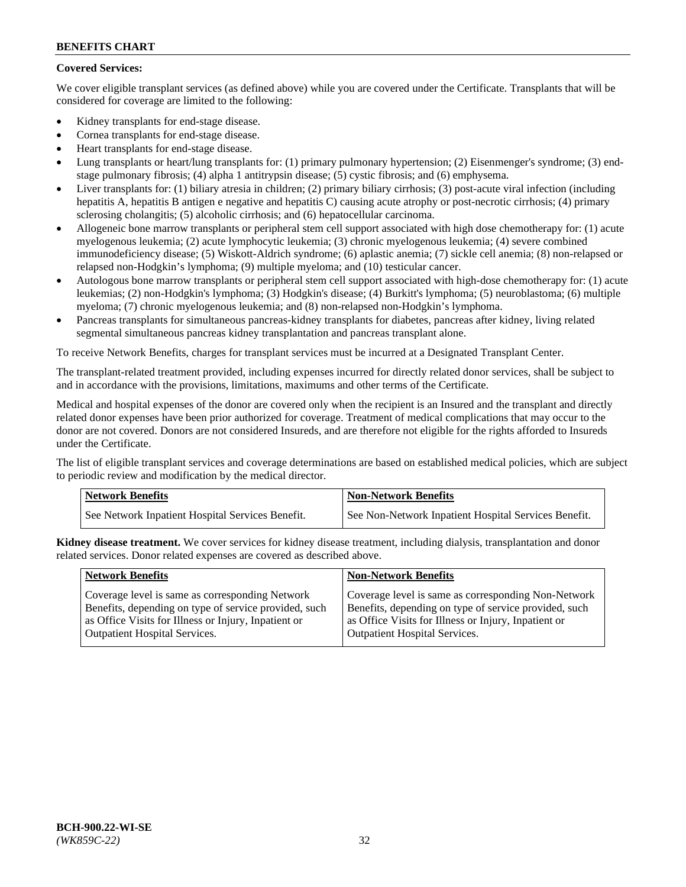**Covered Services:**

We cover eligible transplant services (as defined above) while you are covered under the Certificate. Transplants that will be considered for coverage are limited to the following:

- Kidney transplants for end-stage disease.
- Cornea transplants for end-stage disease.
- Heart transplants for end-stage disease.
- Lung transplants or heart/lung transplants for: (1) primary pulmonary hypertension; (2) Eisenmenger's syndrome; (3) end-stage pulmonary fibrosis; (4) alpha 1 antitrypsin disease; (5) cystic fibrosis; and (6) emphysema.
- Liver transplants for: (1) biliary atresia in children; (2) primary biliary cirrhosis; (3) post-acute viral infection (including hepatitis A, hepatitis B antigen e negative and hepatitis C) causing acute atrophy or post-necrotic cirrhosis; (4) primary sclerosing cholangitis; (5) alcoholic cirrhosis; and (6) hepatocellular carcinoma.
- Allogeneic bone marrow transplants or peripheral stem cell support associated with high dose chemotherapy for: (1) acute myelogenous leukemia; (2) acute lymphocytic leukemia; (3) chronic myelogenous leukemia; (4) severe combined immunodeficiency disease; (5) Wiskott-Aldrich syndrome; (6) aplastic anemia; (7) sickle cell anemia; (8) non-relapsed or relapsed non-Hodgkin's lymphoma; (9) multiple myeloma; and (10) testicular cancer.
- Autologous bone marrow transplants or peripheral stem cell support associated with high-dose chemotherapy for: (1) acute leukemias; (2) non-Hodgkin's lymphoma; (3) Hodgkin's disease; (4) Burkitt's lymphoma; (5) neuroblastoma; (6) multiple myeloma; (7) chronic myelogenous leukemia; and (8) non-relapsed non-Hodgkin's lymphoma.
- Pancreas transplants for simultaneous pancreas-kidney transplants for diabetes, pancreas after kidney, living related segmental simultaneous pancreas kidney transplantation and pancreas transplant alone.

To receive Network Benefits, charges for transplant services must be incurred at a Designated Transplant Center.

The transplant-related treatment provided, including expenses incurred for directly related donor services, shall be subject to and in accordance with the provisions, limitations, maximums and other terms of the Certificate.

Medical and hospital expenses of the donor are covered only when the recipient is an Insured and the transplant and directly related donor expenses have been prior authorized for coverage. Treatment of medical complications that may occur to the donor are not covered. Donors are not considered Insureds, and are therefore not eligible for the rights afforded to Insureds under the Certificate.

The list of eligible transplant services and coverage determinations are based on established medical policies, which are subject to periodic review and modification by the medical director.

| Network Benefits | Non-Network Benefits |
|---|---|
| See Network Inpatient Hospital Services Benefit. | See Non-Network Inpatient Hospital Services Benefit. |

**Kidney disease treatment.** We cover services for kidney disease treatment, including dialysis, transplantation and donor related services. Donor related expenses are covered as described above.

| Network Benefits | Non-Network Benefits |
|---|---|
| Coverage level is same as corresponding Network Benefits, depending on type of service provided, such as Office Visits for Illness or Injury, Inpatient or Outpatient Hospital Services. | Coverage level is same as corresponding Non-Network Benefits, depending on type of service provided, such as Office Visits for Illness or Injury, Inpatient or Outpatient Hospital Services. |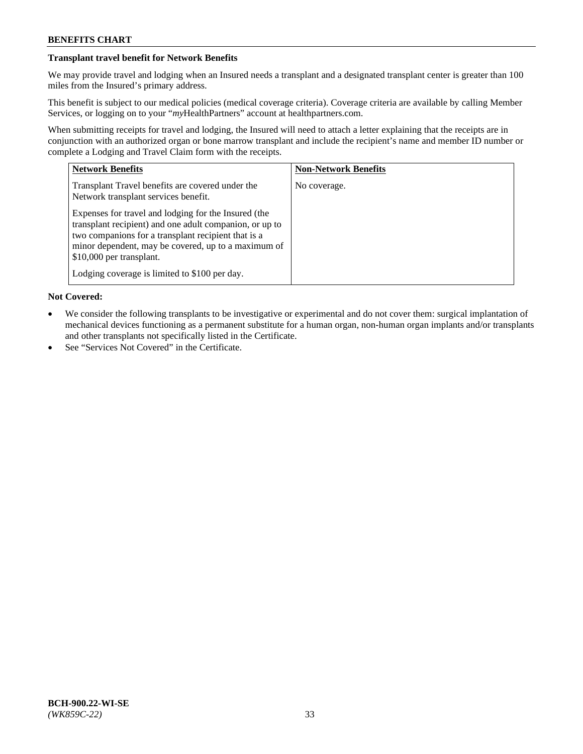### Transplant travel benefit for Network Benefits

We may provide travel and lodging when an Insured needs a transplant and a designated transplant center is greater than 100 miles from the Insured's primary address.

This benefit is subject to our medical policies (medical coverage criteria). Coverage criteria are available by calling Member Services, or logging on to your "*my*HealthPartners" account at healthpartners.com.

When submitting receipts for travel and lodging, the Insured will need to attach a letter explaining that the receipts are in conjunction with an authorized organ or bone marrow transplant and include the recipient's name and member ID number or complete a Lodging and Travel Claim form with the receipts.

| Network Benefits | Non-Network Benefits |
|---|---|
| Transplant Travel benefits are covered under the Network transplant services benefit.<br><br>Expenses for travel and lodging for the Insured (the transplant recipient) and one adult companion, or up to two companions for a transplant recipient that is a minor dependent, may be covered, up to a maximum of $10,000 per transplant.<br><br>Lodging coverage is limited to $100 per day. | No coverage. |

**Not Covered:**

- We consider the following transplants to be investigative or experimental and do not cover them: surgical implantation of mechanical devices functioning as a permanent substitute for a human organ, non-human organ implants and/or transplants and other transplants not specifically listed in the Certificate.
- See "Services Not Covered" in the Certificate.